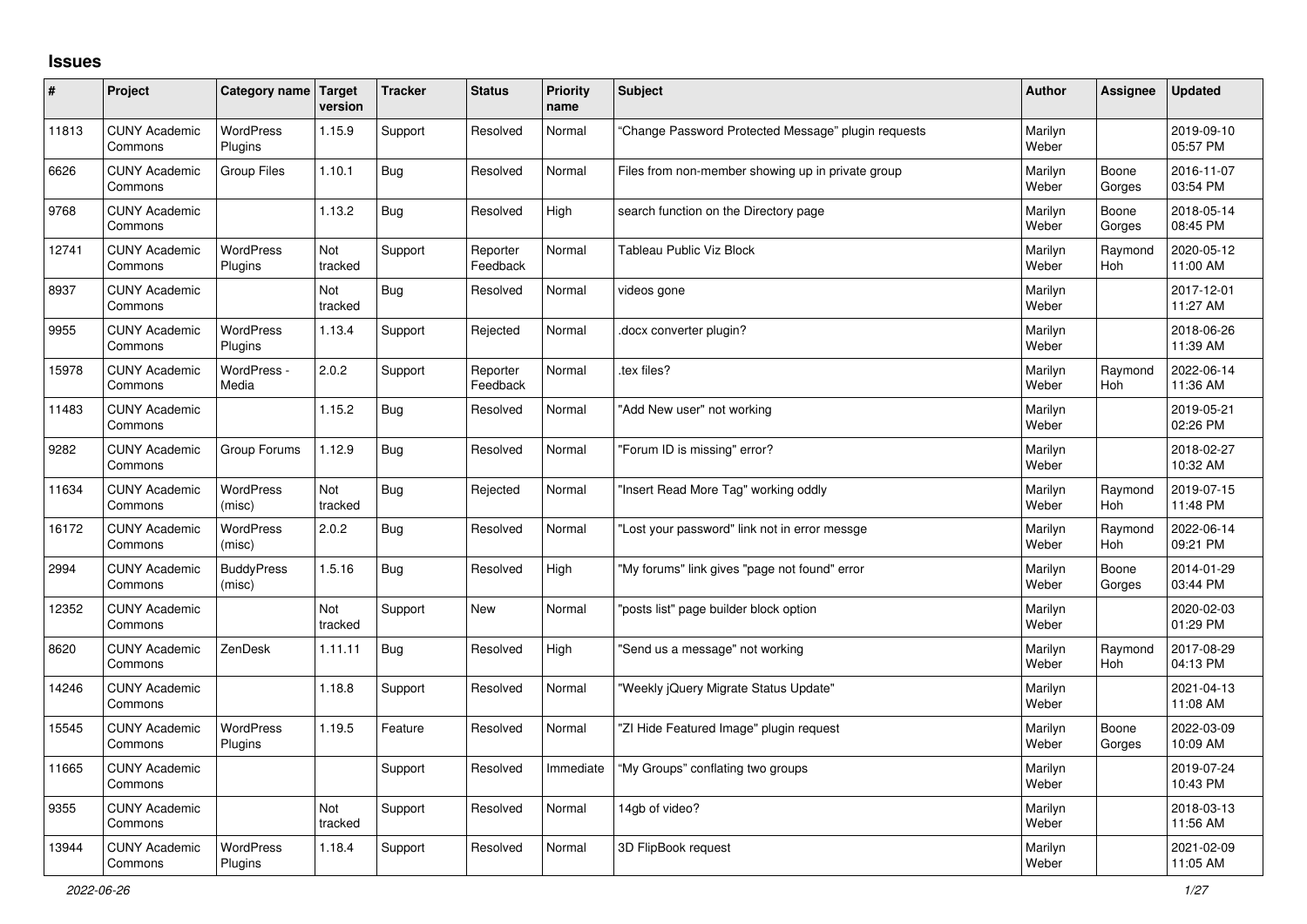# Issues

| # | Project | Category name | Target version | Tracker | Status | Priority name | Subject | Author | Assignee | Updated |
|---|---|---|---|---|---|---|---|---|---|---|
| 11813 | CUNY Academic Commons | WordPress Plugins | 1.15.9 | Support | Resolved | Normal | "Change Password Protected Message" plugin requests | Marilyn Weber | | 2019-09-10 05:57 PM |
| 6626 | CUNY Academic Commons | Group Files | 1.10.1 | Bug | Resolved | Normal | Files from non-member showing up in private group | Marilyn Weber | Boone Gorges | 2016-11-07 03:54 PM |
| 9768 | CUNY Academic Commons | | 1.13.2 | Bug | Resolved | High | search function on the Directory page | Marilyn Weber | Boone Gorges | 2018-05-14 08:45 PM |
| 12741 | CUNY Academic Commons | WordPress Plugins | Not tracked | Support | Reporter Feedback | Normal | Tableau Public Viz Block | Marilyn Weber | Raymond Hoh | 2020-05-12 11:00 AM |
| 8937 | CUNY Academic Commons | | Not tracked | Bug | Resolved | Normal | videos gone | Marilyn Weber | | 2017-12-01 11:27 AM |
| 9955 | CUNY Academic Commons | WordPress Plugins | 1.13.4 | Support | Rejected | Normal | .docx converter plugin? | Marilyn Weber | | 2018-06-26 11:39 AM |
| 15978 | CUNY Academic Commons | WordPress - Media | 2.0.2 | Support | Reporter Feedback | Normal | .tex files? | Marilyn Weber | Raymond Hoh | 2022-06-14 11:36 AM |
| 11483 | CUNY Academic Commons | | 1.15.2 | Bug | Resolved | Normal | "Add New user" not working | Marilyn Weber | | 2019-05-21 02:26 PM |
| 9282 | CUNY Academic Commons | Group Forums | 1.12.9 | Bug | Resolved | Normal | "Forum ID is missing" error? | Marilyn Weber | | 2018-02-27 10:32 AM |
| 11634 | CUNY Academic Commons | WordPress (misc) | Not tracked | Bug | Rejected | Normal | "Insert Read More Tag" working oddly | Marilyn Weber | Raymond Hoh | 2019-07-15 11:48 PM |
| 16172 | CUNY Academic Commons | WordPress (misc) | 2.0.2 | Bug | Resolved | Normal | "Lost your password" link not in error messge | Marilyn Weber | Raymond Hoh | 2022-06-14 09:21 PM |
| 2994 | CUNY Academic Commons | BuddyPress (misc) | 1.5.16 | Bug | Resolved | High | "My forums" link gives "page not found" error | Marilyn Weber | Boone Gorges | 2014-01-29 03:44 PM |
| 12352 | CUNY Academic Commons | | Not tracked | Support | New | Normal | "posts list" page builder block option | Marilyn Weber | | 2020-02-03 01:29 PM |
| 8620 | CUNY Academic Commons | ZenDesk | 1.11.11 | Bug | Resolved | High | "Send us a message" not working | Marilyn Weber | Raymond Hoh | 2017-08-29 04:13 PM |
| 14246 | CUNY Academic Commons | | 1.18.8 | Support | Resolved | Normal | "Weekly jQuery Migrate Status Update" | Marilyn Weber | | 2021-04-13 11:08 AM |
| 15545 | CUNY Academic Commons | WordPress Plugins | 1.19.5 | Feature | Resolved | Normal | "ZI Hide Featured Image" plugin request | Marilyn Weber | Boone Gorges | 2022-03-09 10:09 AM |
| 11665 | CUNY Academic Commons | | | Support | Resolved | Immediate | "My Groups" conflating two groups | Marilyn Weber | | 2019-07-24 10:43 PM |
| 9355 | CUNY Academic Commons | | Not tracked | Support | Resolved | Normal | 14gb of video? | Marilyn Weber | | 2018-03-13 11:56 AM |
| 13944 | CUNY Academic Commons | WordPress Plugins | 1.18.4 | Support | Resolved | Normal | 3D FlipBook request | Marilyn Weber | | 2021-02-09 11:05 AM |

2022-06-26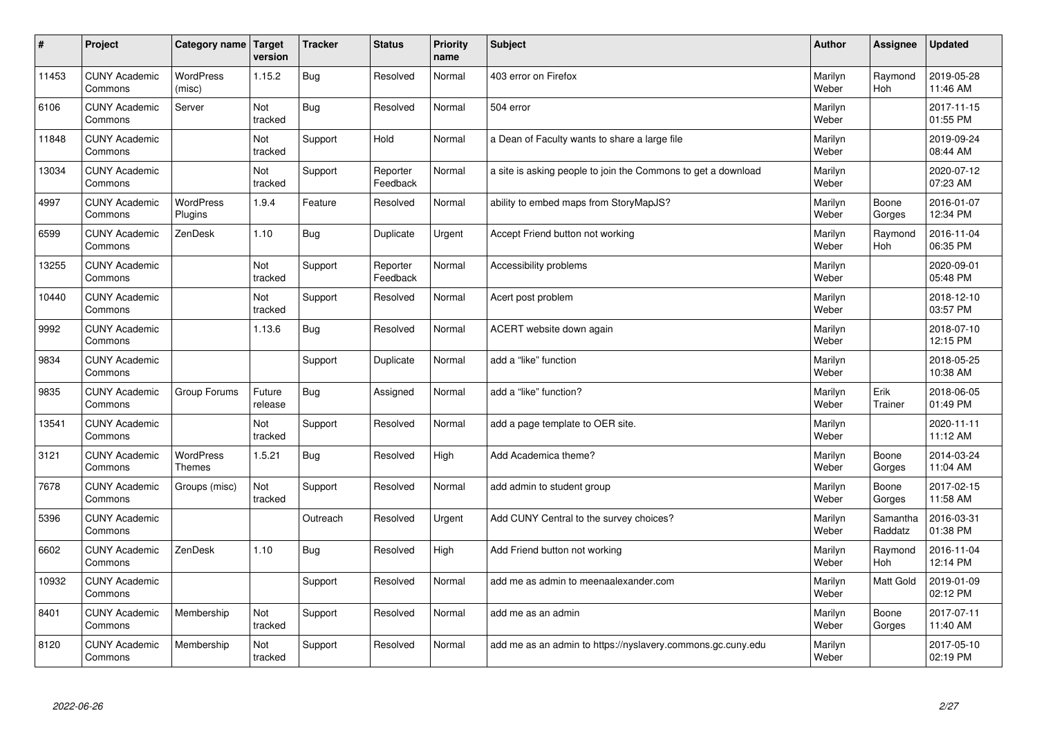| # | Project | Category name | Target version | Tracker | Status | Priority name | Subject | Author | Assignee | Updated |
|---|---|---|---|---|---|---|---|---|---|---|
| 11453 | CUNY Academic Commons | WordPress (misc) | 1.15.2 | Bug | Resolved | Normal | 403 error on Firefox | Marilyn Weber | Raymond Hoh | 2019-05-28 11:46 AM |
| 6106 | CUNY Academic Commons | Server | Not tracked | Bug | Resolved | Normal | 504 error | Marilyn Weber | | 2017-11-15 01:55 PM |
| 11848 | CUNY Academic Commons | | Not tracked | Support | Hold | Normal | a Dean of Faculty wants to share a large file | Marilyn Weber | | 2019-09-24 08:44 AM |
| 13034 | CUNY Academic Commons | | Not tracked | Support | Reporter Feedback | Normal | a site is asking people to join the Commons to get a download | Marilyn Weber | | 2020-07-12 07:23 AM |
| 4997 | CUNY Academic Commons | WordPress Plugins | 1.9.4 | Feature | Resolved | Normal | ability to embed maps from StoryMapJS? | Marilyn Weber | Boone Gorges | 2016-01-07 12:34 PM |
| 6599 | CUNY Academic Commons | ZenDesk | 1.10 | Bug | Duplicate | Urgent | Accept Friend button not working | Marilyn Weber | Raymond Hoh | 2016-11-04 06:35 PM |
| 13255 | CUNY Academic Commons | | Not tracked | Support | Reporter Feedback | Normal | Accessibility problems | Marilyn Weber | | 2020-09-01 05:48 PM |
| 10440 | CUNY Academic Commons | | Not tracked | Support | Resolved | Normal | Acert post problem | Marilyn Weber | | 2018-12-10 03:57 PM |
| 9992 | CUNY Academic Commons | | 1.13.6 | Bug | Resolved | Normal | ACERT website down again | Marilyn Weber | | 2018-07-10 12:15 PM |
| 9834 | CUNY Academic Commons | | | Support | Duplicate | Normal | add a "like" function | Marilyn Weber | | 2018-05-25 10:38 AM |
| 9835 | CUNY Academic Commons | Group Forums | Future release | Bug | Assigned | Normal | add a "like" function? | Marilyn Weber | Erik Trainer | 2018-06-05 01:49 PM |
| 13541 | CUNY Academic Commons | | Not tracked | Support | Resolved | Normal | add a page template to OER site. | Marilyn Weber | | 2020-11-11 11:12 AM |
| 3121 | CUNY Academic Commons | WordPress Themes | 1.5.21 | Bug | Resolved | High | Add Academica theme? | Marilyn Weber | Boone Gorges | 2014-03-24 11:04 AM |
| 7678 | CUNY Academic Commons | Groups (misc) | Not tracked | Support | Resolved | Normal | add admin to student group | Marilyn Weber | Boone Gorges | 2017-02-15 11:58 AM |
| 5396 | CUNY Academic Commons | | | Outreach | Resolved | Urgent | Add CUNY Central to the survey choices? | Marilyn Weber | Samantha Raddatz | 2016-03-31 01:38 PM |
| 6602 | CUNY Academic Commons | ZenDesk | 1.10 | Bug | Resolved | High | Add Friend button not working | Marilyn Weber | Raymond Hoh | 2016-11-04 12:14 PM |
| 10932 | CUNY Academic Commons | | | Support | Resolved | Normal | add me as admin to meenaalexander.com | Marilyn Weber | Matt Gold | 2019-01-09 02:12 PM |
| 8401 | CUNY Academic Commons | Membership | Not tracked | Support | Resolved | Normal | add me as an admin | Marilyn Weber | Boone Gorges | 2017-07-11 11:40 AM |
| 8120 | CUNY Academic Commons | Membership | Not tracked | Support | Resolved | Normal | add me as an admin to https://nyslavery.commons.gc.cuny.edu | Marilyn Weber | | 2017-05-10 02:19 PM |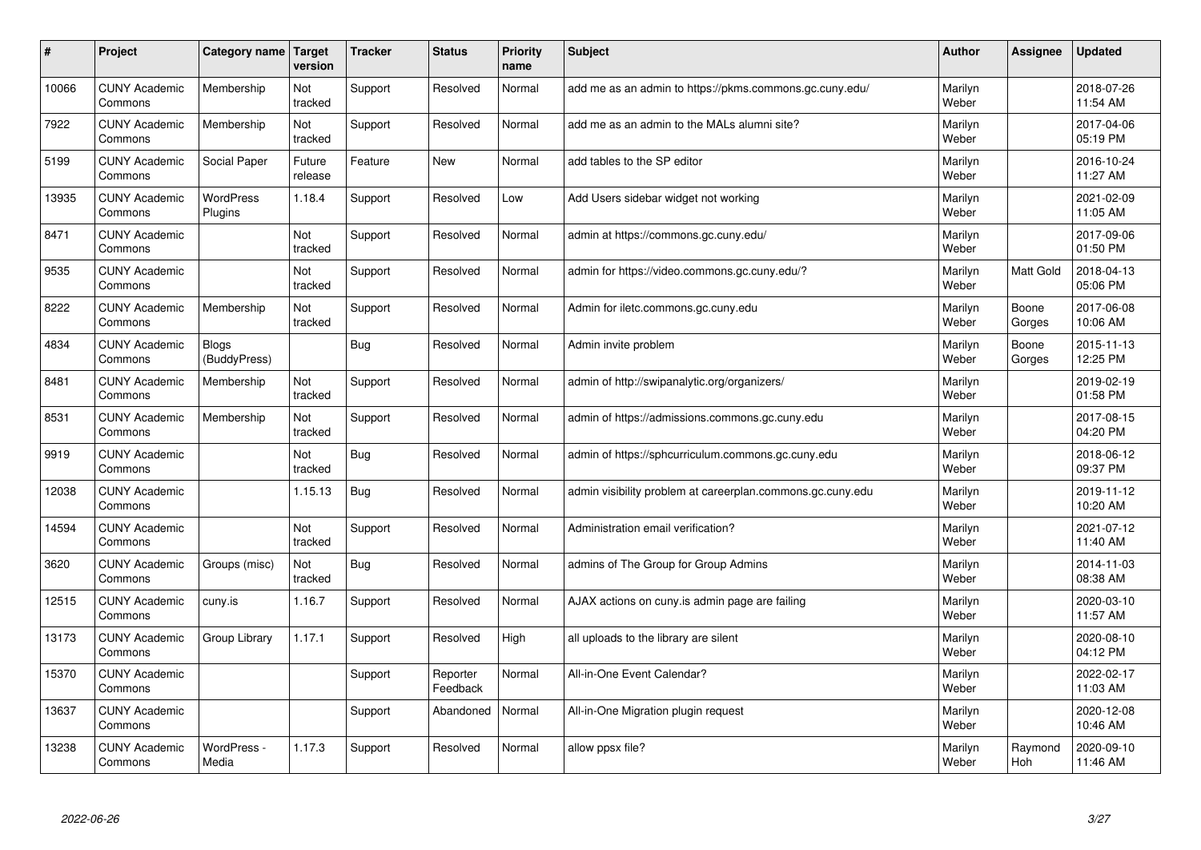| # | Project | Category name | Target version | Tracker | Status | Priority name | Subject | Author | Assignee | Updated |
|---|---|---|---|---|---|---|---|---|---|---|
| 10066 | CUNY Academic Commons | Membership | Not tracked | Support | Resolved | Normal | add me as an admin to https://pkms.commons.gc.cuny.edu/ | Marilyn Weber | | 2018-07-26 11:54 AM |
| 7922 | CUNY Academic Commons | Membership | Not tracked | Support | Resolved | Normal | add me as an admin to the MALs alumni site? | Marilyn Weber | | 2017-04-06 05:19 PM |
| 5199 | CUNY Academic Commons | Social Paper | Future release | Feature | New | Normal | add tables to the SP editor | Marilyn Weber | | 2016-10-24 11:27 AM |
| 13935 | CUNY Academic Commons | WordPress Plugins | 1.18.4 | Support | Resolved | Low | Add Users sidebar widget not working | Marilyn Weber | | 2021-02-09 11:05 AM |
| 8471 | CUNY Academic Commons | | Not tracked | Support | Resolved | Normal | admin at https://commons.gc.cuny.edu/ | Marilyn Weber | | 2017-09-06 01:50 PM |
| 9535 | CUNY Academic Commons | | Not tracked | Support | Resolved | Normal | admin for https://video.commons.gc.cuny.edu/? | Marilyn Weber | Matt Gold | 2018-04-13 05:06 PM |
| 8222 | CUNY Academic Commons | Membership | Not tracked | Support | Resolved | Normal | Admin for iletc.commons.gc.cuny.edu | Marilyn Weber | Boone Gorges | 2017-06-08 10:06 AM |
| 4834 | CUNY Academic Commons | Blogs (BuddyPress) | | Bug | Resolved | Normal | Admin invite problem | Marilyn Weber | Boone Gorges | 2015-11-13 12:25 PM |
| 8481 | CUNY Academic Commons | Membership | Not tracked | Support | Resolved | Normal | admin of http://swipanalytic.org/organizers/ | Marilyn Weber | | 2019-02-19 01:58 PM |
| 8531 | CUNY Academic Commons | Membership | Not tracked | Support | Resolved | Normal | admin of https://admissions.commons.gc.cuny.edu | Marilyn Weber | | 2017-08-15 04:20 PM |
| 9919 | CUNY Academic Commons | | Not tracked | Bug | Resolved | Normal | admin of https://sphcurriculum.commons.gc.cuny.edu | Marilyn Weber | | 2018-06-12 09:37 PM |
| 12038 | CUNY Academic Commons | | 1.15.13 | Bug | Resolved | Normal | admin visibility problem at careerplan.commons.gc.cuny.edu | Marilyn Weber | | 2019-11-12 10:20 AM |
| 14594 | CUNY Academic Commons | | Not tracked | Support | Resolved | Normal | Administration email verification? | Marilyn Weber | | 2021-07-12 11:40 AM |
| 3620 | CUNY Academic Commons | Groups (misc) | Not tracked | Bug | Resolved | Normal | admins of The Group for Group Admins | Marilyn Weber | | 2014-11-03 08:38 AM |
| 12515 | CUNY Academic Commons | cuny.is | 1.16.7 | Support | Resolved | Normal | AJAX actions on cuny.is admin page are failing | Marilyn Weber | | 2020-03-10 11:57 AM |
| 13173 | CUNY Academic Commons | Group Library | 1.17.1 | Support | Resolved | High | all uploads to the library are silent | Marilyn Weber | | 2020-08-10 04:12 PM |
| 15370 | CUNY Academic Commons | | | Support | Reporter Feedback | Normal | All-in-One Event Calendar? | Marilyn Weber | | 2022-02-17 11:03 AM |
| 13637 | CUNY Academic Commons | | | Support | Abandoned | Normal | All-in-One Migration plugin request | Marilyn Weber | | 2020-12-08 10:46 AM |
| 13238 | CUNY Academic Commons | WordPress - Media | 1.17.3 | Support | Resolved | Normal | allow ppsx file? | Marilyn Weber | Raymond Hoh | 2020-09-10 11:46 AM |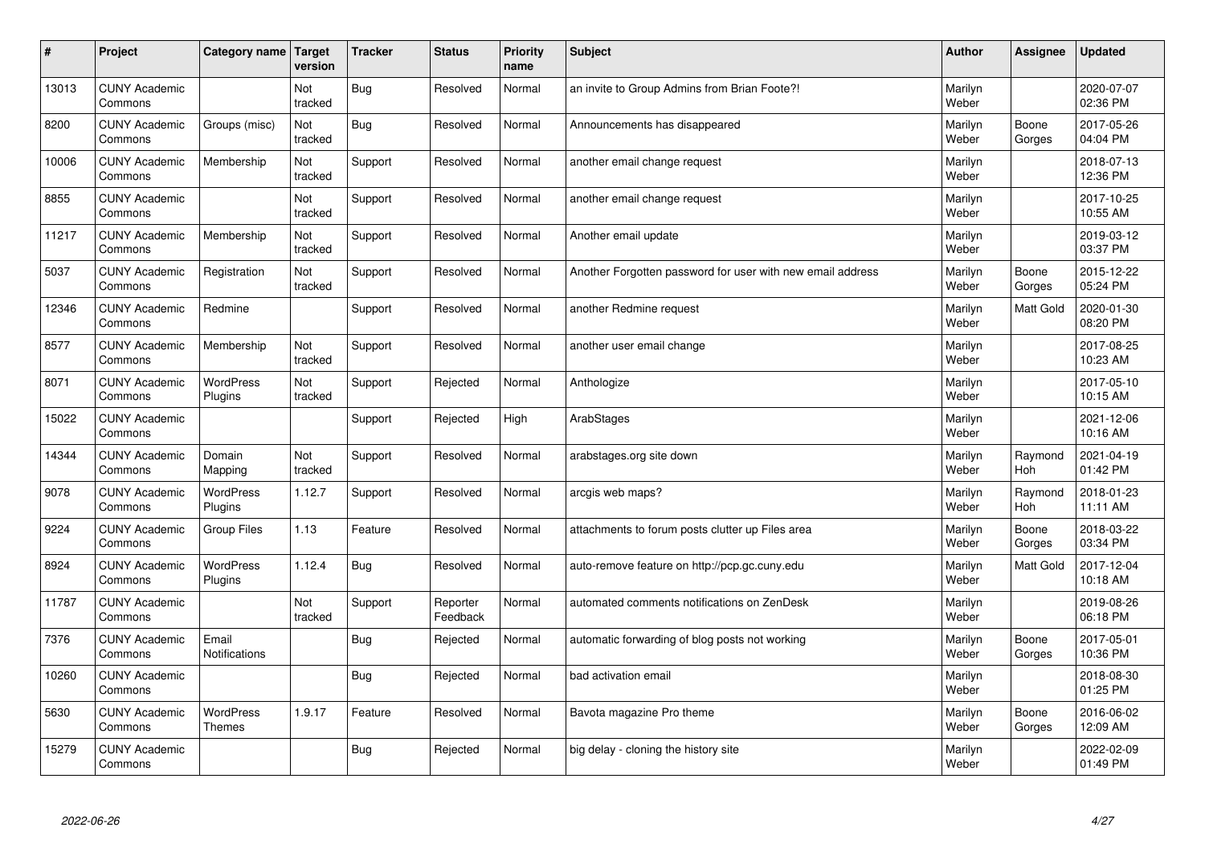| # | Project | Category name | Target version | Tracker | Status | Priority name | Subject | Author | Assignee | Updated |
|---|---|---|---|---|---|---|---|---|---|---|
| 13013 | CUNY Academic Commons | | Not tracked | Bug | Resolved | Normal | an invite to Group Admins from Brian Foote?! | Marilyn Weber | | 2020-07-07 02:36 PM |
| 8200 | CUNY Academic Commons | Groups (misc) | Not tracked | Bug | Resolved | Normal | Announcements has disappeared | Marilyn Weber | Boone Gorges | 2017-05-26 04:04 PM |
| 10006 | CUNY Academic Commons | Membership | Not tracked | Support | Resolved | Normal | another email change request | Marilyn Weber | | 2018-07-13 12:36 PM |
| 8855 | CUNY Academic Commons | | Not tracked | Support | Resolved | Normal | another email change request | Marilyn Weber | | 2017-10-25 10:55 AM |
| 11217 | CUNY Academic Commons | Membership | Not tracked | Support | Resolved | Normal | Another email update | Marilyn Weber | | 2019-03-12 03:37 PM |
| 5037 | CUNY Academic Commons | Registration | Not tracked | Support | Resolved | Normal | Another Forgotten password for user with new email address | Marilyn Weber | Boone Gorges | 2015-12-22 05:24 PM |
| 12346 | CUNY Academic Commons | Redmine | | Support | Resolved | Normal | another Redmine request | Marilyn Weber | Matt Gold | 2020-01-30 08:20 PM |
| 8577 | CUNY Academic Commons | Membership | Not tracked | Support | Resolved | Normal | another user email change | Marilyn Weber | | 2017-08-25 10:23 AM |
| 8071 | CUNY Academic Commons | WordPress Plugins | Not tracked | Support | Rejected | Normal | Anthologize | Marilyn Weber | | 2017-05-10 10:15 AM |
| 15022 | CUNY Academic Commons | | | Support | Rejected | High | ArabStages | Marilyn Weber | | 2021-12-06 10:16 AM |
| 14344 | CUNY Academic Commons | Domain Mapping | Not tracked | Support | Resolved | Normal | arabstages.org site down | Marilyn Weber | Raymond Hoh | 2021-04-19 01:42 PM |
| 9078 | CUNY Academic Commons | WordPress Plugins | 1.12.7 | Support | Resolved | Normal | arcgis web maps? | Marilyn Weber | Raymond Hoh | 2018-01-23 11:11 AM |
| 9224 | CUNY Academic Commons | Group Files | 1.13 | Feature | Resolved | Normal | attachments to forum posts clutter up Files area | Marilyn Weber | Boone Gorges | 2018-03-22 03:34 PM |
| 8924 | CUNY Academic Commons | WordPress Plugins | 1.12.4 | Bug | Resolved | Normal | auto-remove feature on http://pcp.gc.cuny.edu | Marilyn Weber | Matt Gold | 2017-12-04 10:18 AM |
| 11787 | CUNY Academic Commons | | Not tracked | Support | Reporter Feedback | Normal | automated comments notifications on ZenDesk | Marilyn Weber | | 2019-08-26 06:18 PM |
| 7376 | CUNY Academic Commons | Email Notifications | | Bug | Rejected | Normal | automatic forwarding of blog posts not working | Marilyn Weber | Boone Gorges | 2017-05-01 10:36 PM |
| 10260 | CUNY Academic Commons | | | Bug | Rejected | Normal | bad activation email | Marilyn Weber | | 2018-08-30 01:25 PM |
| 5630 | CUNY Academic Commons | WordPress Themes | 1.9.17 | Feature | Resolved | Normal | Bavota magazine Pro theme | Marilyn Weber | Boone Gorges | 2016-06-02 12:09 AM |
| 15279 | CUNY Academic Commons | | | Bug | Rejected | Normal | big delay - cloning the history site | Marilyn Weber | | 2022-02-09 01:49 PM |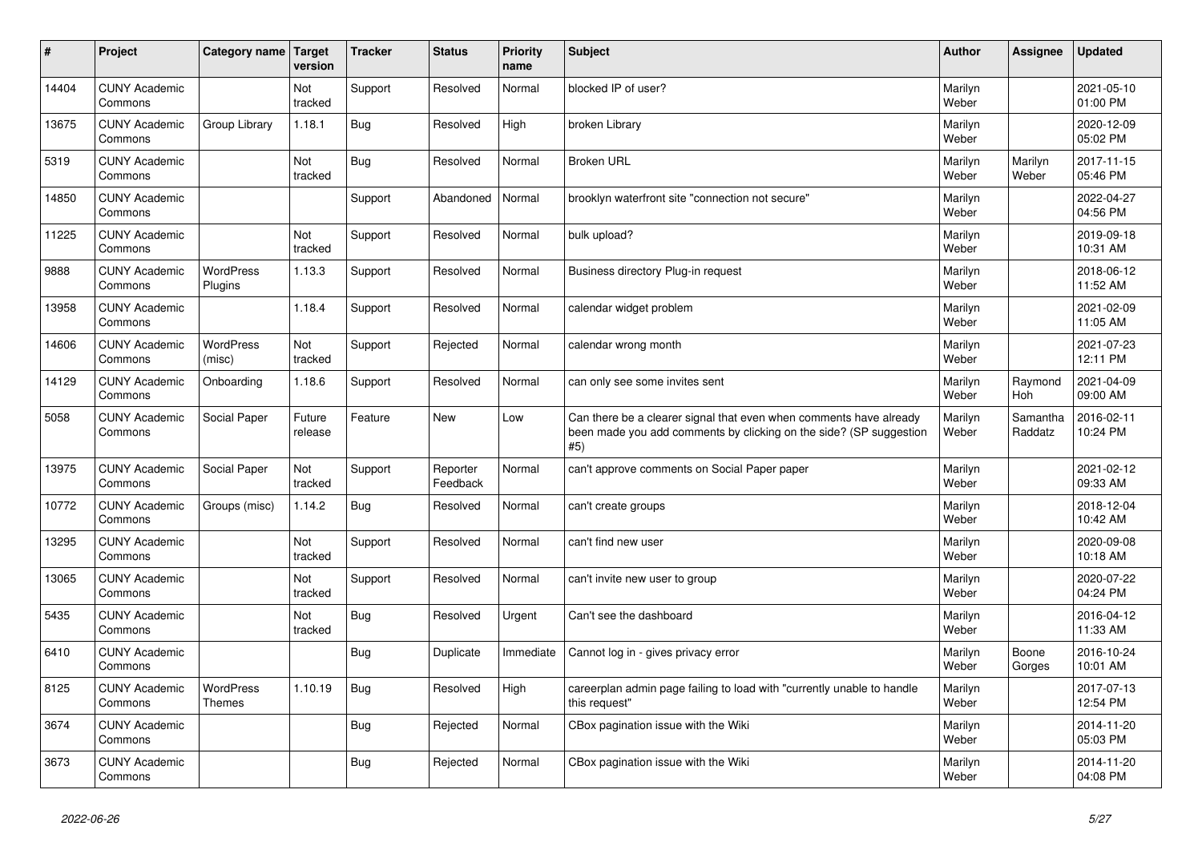| # | Project | Category name | Target version | Tracker | Status | Priority name | Subject | Author | Assignee | Updated |
|---|---|---|---|---|---|---|---|---|---|---|
| 14404 | CUNY Academic Commons | | Not tracked | Support | Resolved | Normal | blocked IP of user? | Marilyn Weber | | 2021-05-10 01:00 PM |
| 13675 | CUNY Academic Commons | Group Library | 1.18.1 | Bug | Resolved | High | broken Library | Marilyn Weber | | 2020-12-09 05:02 PM |
| 5319 | CUNY Academic Commons | | Not tracked | Bug | Resolved | Normal | Broken URL | Marilyn Weber | Marilyn Weber | 2017-11-15 05:46 PM |
| 14850 | CUNY Academic Commons | | | Support | Abandoned | Normal | brooklyn waterfront site "connection not secure" | Marilyn Weber | | 2022-04-27 04:56 PM |
| 11225 | CUNY Academic Commons | | Not tracked | Support | Resolved | Normal | bulk upload? | Marilyn Weber | | 2019-09-18 10:31 AM |
| 9888 | CUNY Academic Commons | WordPress Plugins | 1.13.3 | Support | Resolved | Normal | Business directory Plug-in request | Marilyn Weber | | 2018-06-12 11:52 AM |
| 13958 | CUNY Academic Commons | | 1.18.4 | Support | Resolved | Normal | calendar widget problem | Marilyn Weber | | 2021-02-09 11:05 AM |
| 14606 | CUNY Academic Commons | WordPress (misc) | Not tracked | Support | Rejected | Normal | calendar wrong month | Marilyn Weber | | 2021-07-23 12:11 PM |
| 14129 | CUNY Academic Commons | Onboarding | 1.18.6 | Support | Resolved | Normal | can only see some invites sent | Marilyn Weber | Raymond Hoh | 2021-04-09 09:00 AM |
| 5058 | CUNY Academic Commons | Social Paper | Future release | Feature | New | Low | Can there be a clearer signal that even when comments have already been made you add comments by clicking on the side? (SP suggestion #5) | Marilyn Weber | Samantha Raddatz | 2016-02-11 10:24 PM |
| 13975 | CUNY Academic Commons | Social Paper | Not tracked | Support | Reporter Feedback | Normal | can't approve comments on Social Paper paper | Marilyn Weber | | 2021-02-12 09:33 AM |
| 10772 | CUNY Academic Commons | Groups (misc) | 1.14.2 | Bug | Resolved | Normal | can't create groups | Marilyn Weber | | 2018-12-04 10:42 AM |
| 13295 | CUNY Academic Commons | | Not tracked | Support | Resolved | Normal | can't find new user | Marilyn Weber | | 2020-09-08 10:18 AM |
| 13065 | CUNY Academic Commons | | Not tracked | Support | Resolved | Normal | can't invite new user to group | Marilyn Weber | | 2020-07-22 04:24 PM |
| 5435 | CUNY Academic Commons | | Not tracked | Bug | Resolved | Urgent | Can't see the dashboard | Marilyn Weber | | 2016-04-12 11:33 AM |
| 6410 | CUNY Academic Commons | | | Bug | Duplicate | Immediate | Cannot log in - gives privacy error | Marilyn Weber | Boone Gorges | 2016-10-24 10:01 AM |
| 8125 | CUNY Academic Commons | WordPress Themes | 1.10.19 | Bug | Resolved | High | careerplan admin page failing to load with "currently unable to handle this request" | Marilyn Weber | | 2017-07-13 12:54 PM |
| 3674 | CUNY Academic Commons | | | Bug | Rejected | Normal | CBox pagination issue with the Wiki | Marilyn Weber | | 2014-11-20 05:03 PM |
| 3673 | CUNY Academic Commons | | | Bug | Rejected | Normal | CBox pagination issue with the Wiki | Marilyn Weber | | 2014-11-20 04:08 PM |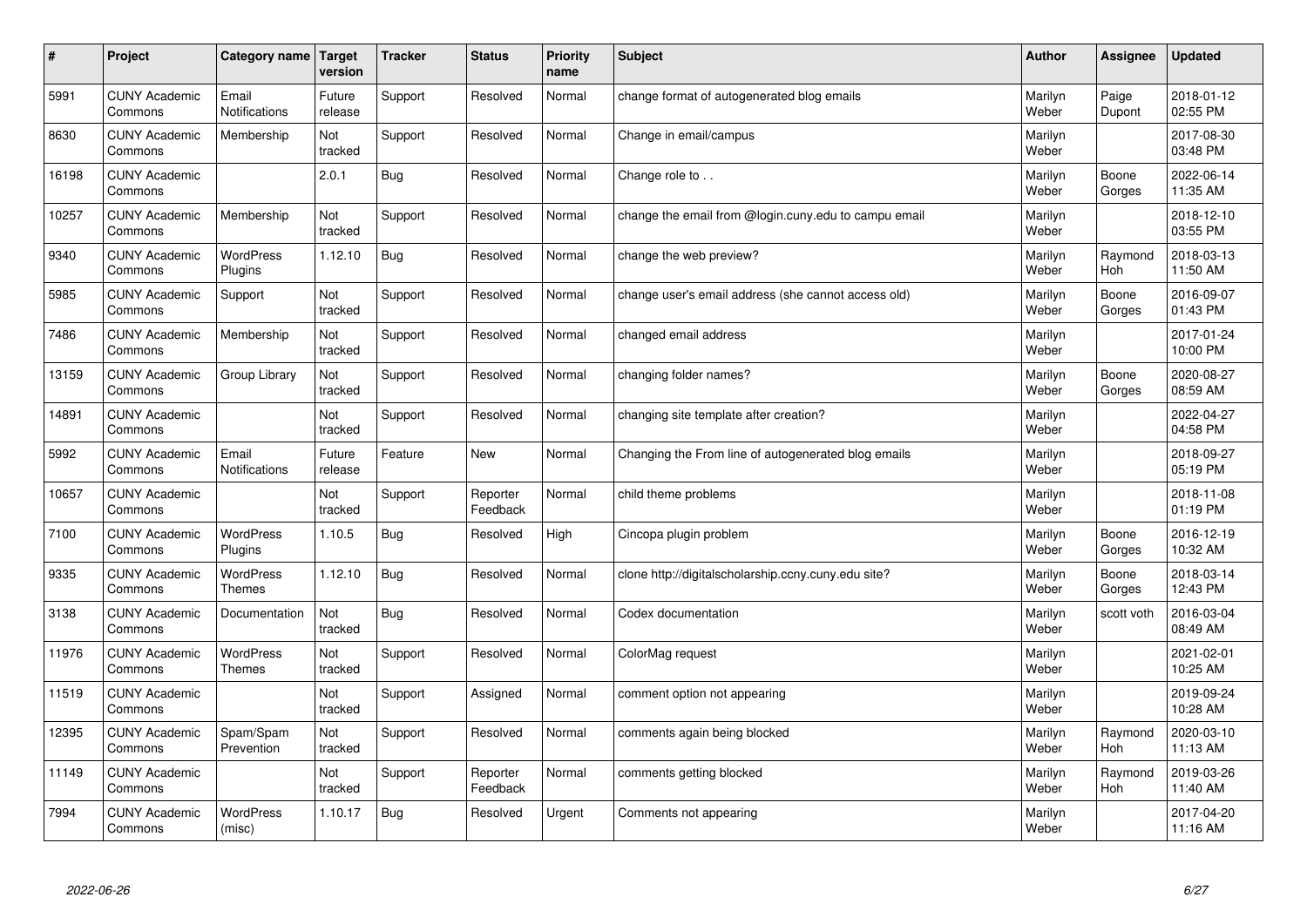| # | Project | Category name | Target version | Tracker | Status | Priority name | Subject | Author | Assignee | Updated |
|---|---|---|---|---|---|---|---|---|---|---|
| 5991 | CUNY Academic Commons | Email Notifications | Future release | Support | Resolved | Normal | change format of autogenerated blog emails | Marilyn Weber | Paige Dupont | 2018-01-12 02:55 PM |
| 8630 | CUNY Academic Commons | Membership | Not tracked | Support | Resolved | Normal | Change in email/campus | Marilyn Weber | | 2017-08-30 03:48 PM |
| 16198 | CUNY Academic Commons | | 2.0.1 | Bug | Resolved | Normal | Change role to . . | Marilyn Weber | Boone Gorges | 2022-06-14 11:35 AM |
| 10257 | CUNY Academic Commons | Membership | Not tracked | Support | Resolved | Normal | change the email from @login.cuny.edu to campu email | Marilyn Weber | | 2018-12-10 03:55 PM |
| 9340 | CUNY Academic Commons | WordPress Plugins | 1.12.10 | Bug | Resolved | Normal | change the web preview? | Marilyn Weber | Raymond Hoh | 2018-03-13 11:50 AM |
| 5985 | CUNY Academic Commons | Support | Not tracked | Support | Resolved | Normal | change user's email address (she cannot access old) | Marilyn Weber | Boone Gorges | 2016-09-07 01:43 PM |
| 7486 | CUNY Academic Commons | Membership | Not tracked | Support | Resolved | Normal | changed email address | Marilyn Weber | | 2017-01-24 10:00 PM |
| 13159 | CUNY Academic Commons | Group Library | Not tracked | Support | Resolved | Normal | changing folder names? | Marilyn Weber | Boone Gorges | 2020-08-27 08:59 AM |
| 14891 | CUNY Academic Commons | | Not tracked | Support | Resolved | Normal | changing site template after creation? | Marilyn Weber | | 2022-04-27 04:58 PM |
| 5992 | CUNY Academic Commons | Email Notifications | Future release | Feature | New | Normal | Changing the From line of autogenerated blog emails | Marilyn Weber | | 2018-09-27 05:19 PM |
| 10657 | CUNY Academic Commons | | Not tracked | Support | Reporter Feedback | Normal | child theme problems | Marilyn Weber | | 2018-11-08 01:19 PM |
| 7100 | CUNY Academic Commons | WordPress Plugins | 1.10.5 | Bug | Resolved | High | Cincopa plugin problem | Marilyn Weber | Boone Gorges | 2016-12-19 10:32 AM |
| 9335 | CUNY Academic Commons | WordPress Themes | 1.12.10 | Bug | Resolved | Normal | clone http://digitalscholarship.ccny.cuny.edu site? | Marilyn Weber | Boone Gorges | 2018-03-14 12:43 PM |
| 3138 | CUNY Academic Commons | Documentation | Not tracked | Bug | Resolved | Normal | Codex documentation | Marilyn Weber | scott voth | 2016-03-04 08:49 AM |
| 11976 | CUNY Academic Commons | WordPress Themes | Not tracked | Support | Resolved | Normal | ColorMag request | Marilyn Weber | | 2021-02-01 10:25 AM |
| 11519 | CUNY Academic Commons | | Not tracked | Support | Assigned | Normal | comment option not appearing | Marilyn Weber | | 2019-09-24 10:28 AM |
| 12395 | CUNY Academic Commons | Spam/Spam Prevention | Not tracked | Support | Resolved | Normal | comments again being blocked | Marilyn Weber | Raymond Hoh | 2020-03-10 11:13 AM |
| 11149 | CUNY Academic Commons | | Not tracked | Support | Reporter Feedback | Normal | comments getting blocked | Marilyn Weber | Raymond Hoh | 2019-03-26 11:40 AM |
| 7994 | CUNY Academic Commons | WordPress (misc) | 1.10.17 | Bug | Resolved | Urgent | Comments not appearing | Marilyn Weber | | 2017-04-20 11:16 AM |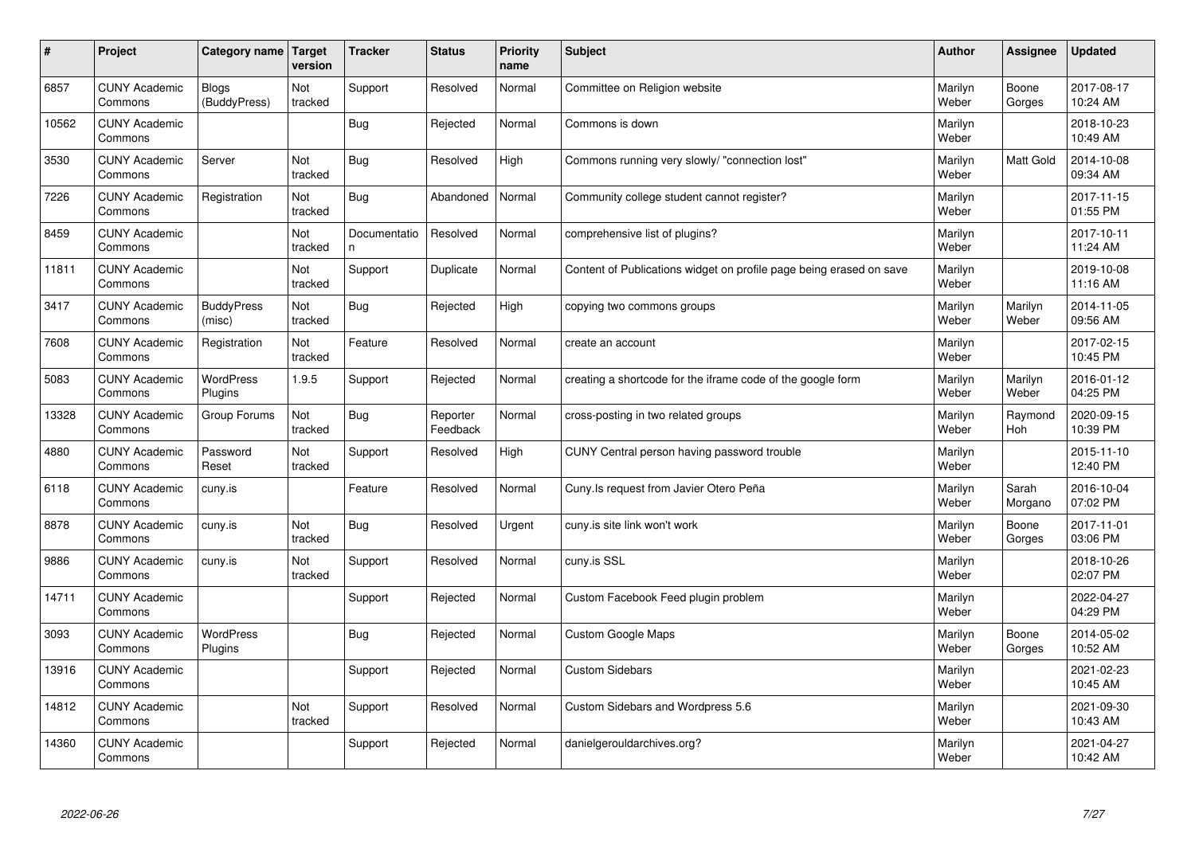| # | Project | Category name | Target version | Tracker | Status | Priority name | Subject | Author | Assignee | Updated |
|---|---|---|---|---|---|---|---|---|---|---|
| 6857 | CUNY Academic Commons | Blogs (BuddyPress) | Not tracked | Support | Resolved | Normal | Committee on Religion website | Marilyn Weber | Boone Gorges | 2017-08-17 10:24 AM |
| 10562 | CUNY Academic Commons | | | Bug | Rejected | Normal | Commons is down | Marilyn Weber | | 2018-10-23 10:49 AM |
| 3530 | CUNY Academic Commons | Server | Not tracked | Bug | Resolved | High | Commons running very slowly/ "connection lost" | Marilyn Weber | Matt Gold | 2014-10-08 09:34 AM |
| 7226 | CUNY Academic Commons | Registration | Not tracked | Bug | Abandoned | Normal | Community college student cannot register? | Marilyn Weber | | 2017-11-15 01:55 PM |
| 8459 | CUNY Academic Commons | | Not tracked | Documentation | Resolved | Normal | comprehensive list of plugins? | Marilyn Weber | | 2017-10-11 11:24 AM |
| 11811 | CUNY Academic Commons | | Not tracked | Support | Duplicate | Normal | Content of Publications widget on profile page being erased on save | Marilyn Weber | | 2019-10-08 11:16 AM |
| 3417 | CUNY Academic Commons | BuddyPress (misc) | Not tracked | Bug | Rejected | High | copying two commons groups | Marilyn Weber | Marilyn Weber | 2014-11-05 09:56 AM |
| 7608 | CUNY Academic Commons | Registration | Not tracked | Feature | Resolved | Normal | create an account | Marilyn Weber | | 2017-02-15 10:45 PM |
| 5083 | CUNY Academic Commons | WordPress Plugins | 1.9.5 | Support | Rejected | Normal | creating a shortcode for the iframe code of the google form | Marilyn Weber | Marilyn Weber | 2016-01-12 04:25 PM |
| 13328 | CUNY Academic Commons | Group Forums | Not tracked | Bug | Reporter Feedback | Normal | cross-posting in two related groups | Marilyn Weber | Raymond Hoh | 2020-09-15 10:39 PM |
| 4880 | CUNY Academic Commons | Password Reset | Not tracked | Support | Resolved | High | CUNY Central person having password trouble | Marilyn Weber | | 2015-11-10 12:40 PM |
| 6118 | CUNY Academic Commons | cuny.is | | Feature | Resolved | Normal | Cuny.Is request from Javier Otero Peña | Marilyn Weber | Sarah Morgano | 2016-10-04 07:02 PM |
| 8878 | CUNY Academic Commons | cuny.is | Not tracked | Bug | Resolved | Urgent | cuny.is site link won't work | Marilyn Weber | Boone Gorges | 2017-11-01 03:06 PM |
| 9886 | CUNY Academic Commons | cuny.is | Not tracked | Support | Resolved | Normal | cuny.is SSL | Marilyn Weber | | 2018-10-26 02:07 PM |
| 14711 | CUNY Academic Commons | | | Support | Rejected | Normal | Custom Facebook Feed plugin problem | Marilyn Weber | | 2022-04-27 04:29 PM |
| 3093 | CUNY Academic Commons | WordPress Plugins | | Bug | Rejected | Normal | Custom Google Maps | Marilyn Weber | Boone Gorges | 2014-05-02 10:52 AM |
| 13916 | CUNY Academic Commons | | | Support | Rejected | Normal | Custom Sidebars | Marilyn Weber | | 2021-02-23 10:45 AM |
| 14812 | CUNY Academic Commons | | Not tracked | Support | Resolved | Normal | Custom Sidebars and Wordpress 5.6 | Marilyn Weber | | 2021-09-30 10:43 AM |
| 14360 | CUNY Academic Commons | | | Support | Rejected | Normal | danielgerouldarchives.org? | Marilyn Weber | | 2021-04-27 10:42 AM |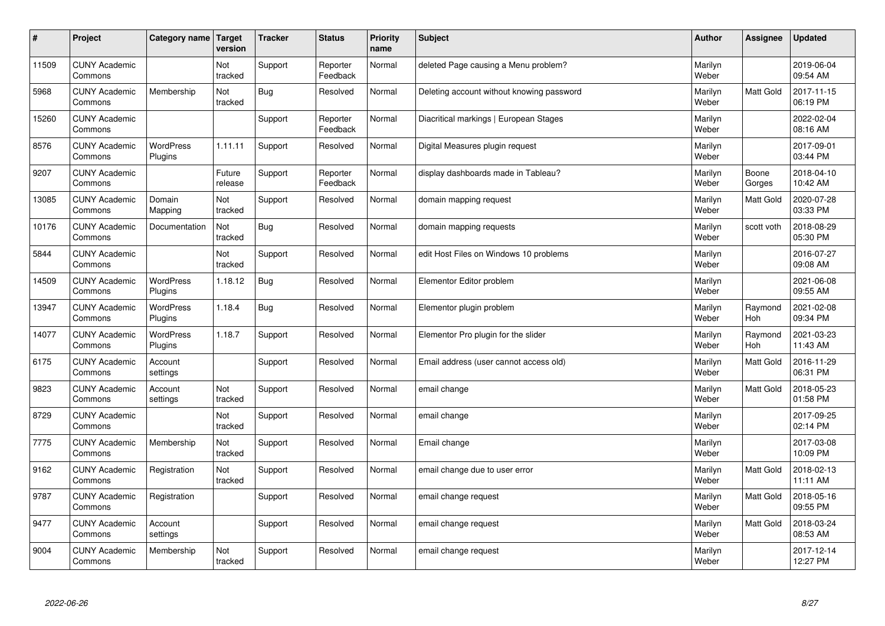| # | Project | Category name | Target version | Tracker | Status | Priority name | Subject | Author | Assignee | Updated |
|---|---|---|---|---|---|---|---|---|---|---|
| 11509 | CUNY Academic Commons | | Not tracked | Support | Reporter Feedback | Normal | deleted Page causing a Menu problem? | Marilyn Weber | | 2019-06-04 09:54 AM |
| 5968 | CUNY Academic Commons | Membership | Not tracked | Bug | Resolved | Normal | Deleting account without knowing password | Marilyn Weber | Matt Gold | 2017-11-15 06:19 PM |
| 15260 | CUNY Academic Commons | | | Support | Reporter Feedback | Normal | Diacritical markings \| European Stages | Marilyn Weber | | 2022-02-04 08:16 AM |
| 8576 | CUNY Academic Commons | WordPress Plugins | 1.11.11 | Support | Resolved | Normal | Digital Measures plugin request | Marilyn Weber | | 2017-09-01 03:44 PM |
| 9207 | CUNY Academic Commons | | Future release | Support | Reporter Feedback | Normal | display dashboards made in Tableau? | Marilyn Weber | Boone Gorges | 2018-04-10 10:42 AM |
| 13085 | CUNY Academic Commons | Domain Mapping | Not tracked | Support | Resolved | Normal | domain mapping request | Marilyn Weber | Matt Gold | 2020-07-28 03:33 PM |
| 10176 | CUNY Academic Commons | Documentation | Not tracked | Bug | Resolved | Normal | domain mapping requests | Marilyn Weber | scott voth | 2018-08-29 05:30 PM |
| 5844 | CUNY Academic Commons | | Not tracked | Support | Resolved | Normal | edit Host Files on Windows 10 problems | Marilyn Weber | | 2016-07-27 09:08 AM |
| 14509 | CUNY Academic Commons | WordPress Plugins | 1.18.12 | Bug | Resolved | Normal | Elementor Editor problem | Marilyn Weber | | 2021-06-08 09:55 AM |
| 13947 | CUNY Academic Commons | WordPress Plugins | 1.18.4 | Bug | Resolved | Normal | Elementor plugin problem | Marilyn Weber | Raymond Hoh | 2021-02-08 09:34 PM |
| 14077 | CUNY Academic Commons | WordPress Plugins | 1.18.7 | Support | Resolved | Normal | Elementor Pro plugin for the slider | Marilyn Weber | Raymond Hoh | 2021-03-23 11:43 AM |
| 6175 | CUNY Academic Commons | Account settings | | Support | Resolved | Normal | Email address (user cannot access old) | Marilyn Weber | Matt Gold | 2016-11-29 06:31 PM |
| 9823 | CUNY Academic Commons | Account settings | Not tracked | Support | Resolved | Normal | email change | Marilyn Weber | Matt Gold | 2018-05-23 01:58 PM |
| 8729 | CUNY Academic Commons | | Not tracked | Support | Resolved | Normal | email change | Marilyn Weber | | 2017-09-25 02:14 PM |
| 7775 | CUNY Academic Commons | Membership | Not tracked | Support | Resolved | Normal | Email change | Marilyn Weber | | 2017-03-08 10:09 PM |
| 9162 | CUNY Academic Commons | Registration | Not tracked | Support | Resolved | Normal | email change due to user error | Marilyn Weber | Matt Gold | 2018-02-13 11:11 AM |
| 9787 | CUNY Academic Commons | Registration | | Support | Resolved | Normal | email change request | Marilyn Weber | Matt Gold | 2018-05-16 09:55 PM |
| 9477 | CUNY Academic Commons | Account settings | | Support | Resolved | Normal | email change request | Marilyn Weber | Matt Gold | 2018-03-24 08:53 AM |
| 9004 | CUNY Academic Commons | Membership | Not tracked | Support | Resolved | Normal | email change request | Marilyn Weber | | 2017-12-14 12:27 PM |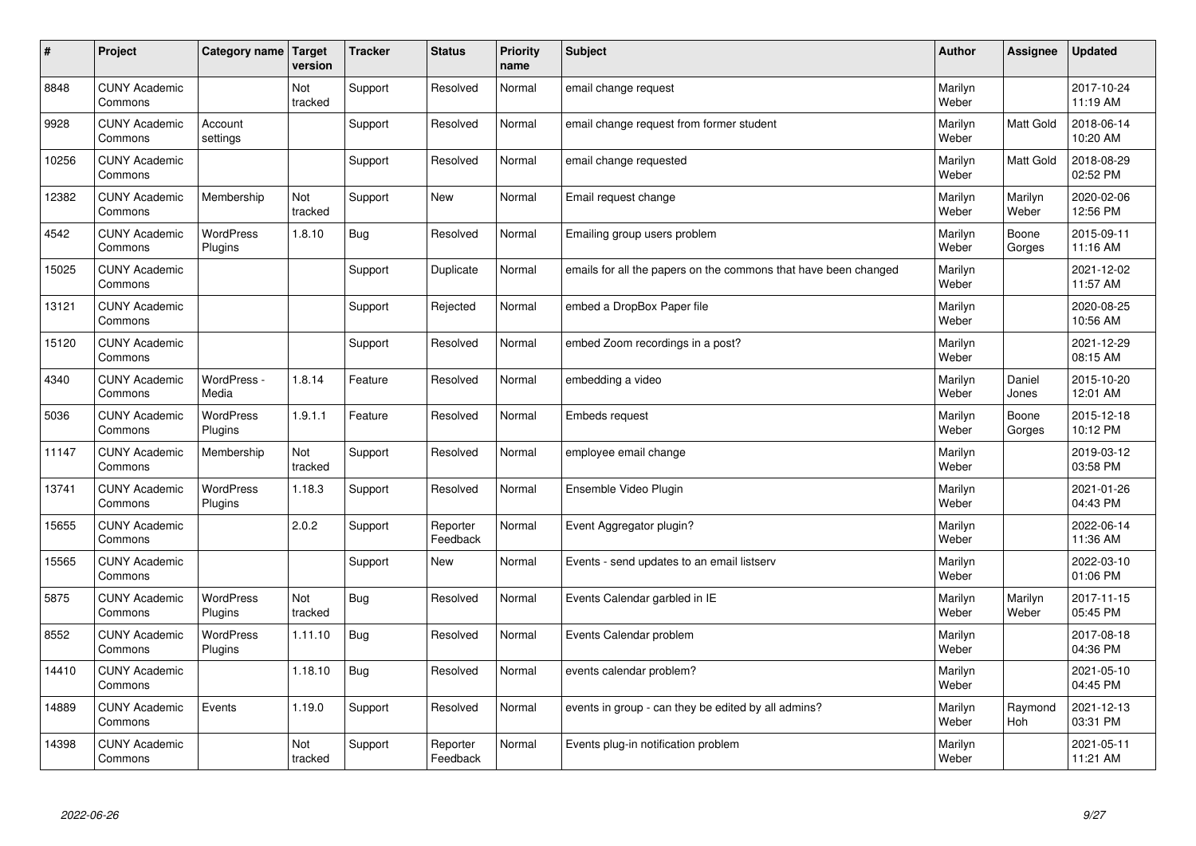| # | Project | Category name | Target version | Tracker | Status | Priority name | Subject | Author | Assignee | Updated |
|---|---|---|---|---|---|---|---|---|---|---|
| 8848 | CUNY Academic Commons | | Not tracked | Support | Resolved | Normal | email change request | Marilyn Weber | | 2017-10-24 11:19 AM |
| 9928 | CUNY Academic Commons | Account settings | | Support | Resolved | Normal | email change request from former student | Marilyn Weber | Matt Gold | 2018-06-14 10:20 AM |
| 10256 | CUNY Academic Commons | | | Support | Resolved | Normal | email change requested | Marilyn Weber | Matt Gold | 2018-08-29 02:52 PM |
| 12382 | CUNY Academic Commons | Membership | Not tracked | Support | New | Normal | Email request change | Marilyn Weber | Marilyn Weber | 2020-02-06 12:56 PM |
| 4542 | CUNY Academic Commons | WordPress Plugins | 1.8.10 | Bug | Resolved | Normal | Emailing group users problem | Marilyn Weber | Boone Gorges | 2015-09-11 11:16 AM |
| 15025 | CUNY Academic Commons | | | Support | Duplicate | Normal | emails for all the papers on the commons that have been changed | Marilyn Weber | | 2021-12-02 11:57 AM |
| 13121 | CUNY Academic Commons | | | Support | Rejected | Normal | embed a DropBox Paper file | Marilyn Weber | | 2020-08-25 10:56 AM |
| 15120 | CUNY Academic Commons | | | Support | Resolved | Normal | embed Zoom recordings in a post? | Marilyn Weber | | 2021-12-29 08:15 AM |
| 4340 | CUNY Academic Commons | WordPress - Media | 1.8.14 | Feature | Resolved | Normal | embedding a video | Marilyn Weber | Daniel Jones | 2015-10-20 12:01 AM |
| 5036 | CUNY Academic Commons | WordPress Plugins | 1.9.1.1 | Feature | Resolved | Normal | Embeds request | Marilyn Weber | Boone Gorges | 2015-12-18 10:12 PM |
| 11147 | CUNY Academic Commons | Membership | Not tracked | Support | Resolved | Normal | employee email change | Marilyn Weber | | 2019-03-12 03:58 PM |
| 13741 | CUNY Academic Commons | WordPress Plugins | 1.18.3 | Support | Resolved | Normal | Ensemble Video Plugin | Marilyn Weber | | 2021-01-26 04:43 PM |
| 15655 | CUNY Academic Commons | | 2.0.2 | Support | Reporter Feedback | Normal | Event Aggregator plugin? | Marilyn Weber | | 2022-06-14 11:36 AM |
| 15565 | CUNY Academic Commons | | | Support | New | Normal | Events - send updates to an email listserv | Marilyn Weber | | 2022-03-10 01:06 PM |
| 5875 | CUNY Academic Commons | WordPress Plugins | Not tracked | Bug | Resolved | Normal | Events Calendar garbled in IE | Marilyn Weber | Marilyn Weber | 2017-11-15 05:45 PM |
| 8552 | CUNY Academic Commons | WordPress Plugins | 1.11.10 | Bug | Resolved | Normal | Events Calendar problem | Marilyn Weber | | 2017-08-18 04:36 PM |
| 14410 | CUNY Academic Commons | | 1.18.10 | Bug | Resolved | Normal | events calendar problem? | Marilyn Weber | | 2021-05-10 04:45 PM |
| 14889 | CUNY Academic Commons | Events | 1.19.0 | Support | Resolved | Normal | events in group - can they be edited by all admins? | Marilyn Weber | Raymond Hoh | 2021-12-13 03:31 PM |
| 14398 | CUNY Academic Commons | | Not tracked | Support | Reporter Feedback | Normal | Events plug-in notification problem | Marilyn Weber | | 2021-05-11 11:21 AM |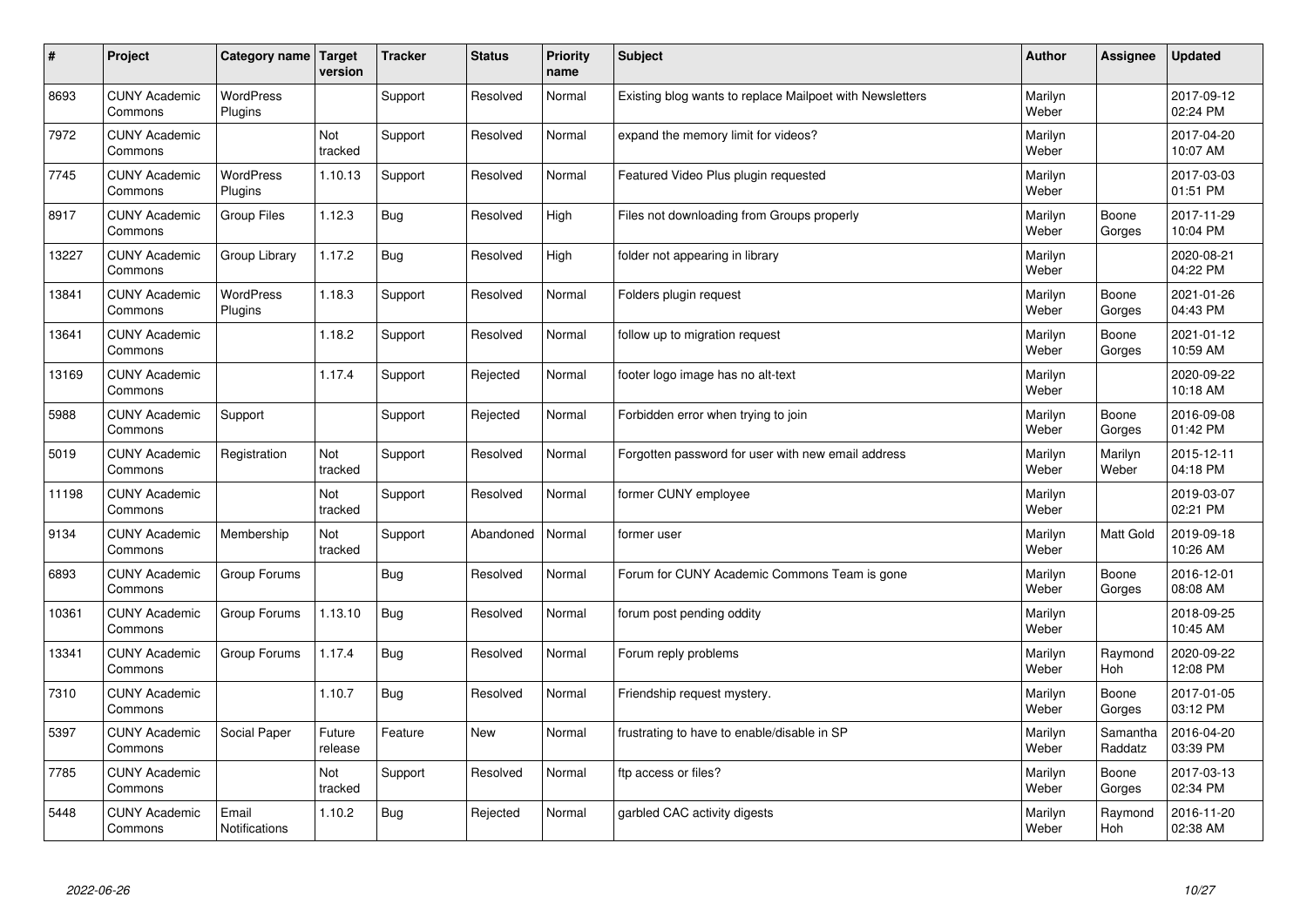| # | Project | Category name | Target version | Tracker | Status | Priority name | Subject | Author | Assignee | Updated |
|---|---|---|---|---|---|---|---|---|---|---|
| 8693 | CUNY Academic Commons | WordPress Plugins | | Support | Resolved | Normal | Existing blog wants to replace Mailpoet with Newsletters | Marilyn Weber | | 2017-09-12 02:24 PM |
| 7972 | CUNY Academic Commons | | Not tracked | Support | Resolved | Normal | expand the memory limit for videos? | Marilyn Weber | | 2017-04-20 10:07 AM |
| 7745 | CUNY Academic Commons | WordPress Plugins | 1.10.13 | Support | Resolved | Normal | Featured Video Plus plugin requested | Marilyn Weber | | 2017-03-03 01:51 PM |
| 8917 | CUNY Academic Commons | Group Files | 1.12.3 | Bug | Resolved | High | Files not downloading from Groups properly | Marilyn Weber | Boone Gorges | 2017-11-29 10:04 PM |
| 13227 | CUNY Academic Commons | Group Library | 1.17.2 | Bug | Resolved | High | folder not appearing in library | Marilyn Weber | | 2020-08-21 04:22 PM |
| 13841 | CUNY Academic Commons | WordPress Plugins | 1.18.3 | Support | Resolved | Normal | Folders plugin request | Marilyn Weber | Boone Gorges | 2021-01-26 04:43 PM |
| 13641 | CUNY Academic Commons | | 1.18.2 | Support | Resolved | Normal | follow up to migration request | Marilyn Weber | Boone Gorges | 2021-01-12 10:59 AM |
| 13169 | CUNY Academic Commons | | 1.17.4 | Support | Rejected | Normal | footer logo image has no alt-text | Marilyn Weber | | 2020-09-22 10:18 AM |
| 5988 | CUNY Academic Commons | Support | | Support | Rejected | Normal | Forbidden error when trying to join | Marilyn Weber | Boone Gorges | 2016-09-08 01:42 PM |
| 5019 | CUNY Academic Commons | Registration | Not tracked | Support | Resolved | Normal | Forgotten password for user with new email address | Marilyn Weber | Marilyn Weber | 2015-12-11 04:18 PM |
| 11198 | CUNY Academic Commons | | Not tracked | Support | Resolved | Normal | former CUNY employee | Marilyn Weber | | 2019-03-07 02:21 PM |
| 9134 | CUNY Academic Commons | Membership | Not tracked | Support | Abandoned | Normal | former user | Marilyn Weber | Matt Gold | 2019-09-18 10:26 AM |
| 6893 | CUNY Academic Commons | Group Forums | | Bug | Resolved | Normal | Forum for CUNY Academic Commons Team is gone | Marilyn Weber | Boone Gorges | 2016-12-01 08:08 AM |
| 10361 | CUNY Academic Commons | Group Forums | 1.13.10 | Bug | Resolved | Normal | forum post pending oddity | Marilyn Weber | | 2018-09-25 10:45 AM |
| 13341 | CUNY Academic Commons | Group Forums | 1.17.4 | Bug | Resolved | Normal | Forum reply problems | Marilyn Weber | Raymond Hoh | 2020-09-22 12:08 PM |
| 7310 | CUNY Academic Commons | | 1.10.7 | Bug | Resolved | Normal | Friendship request mystery. | Marilyn Weber | Boone Gorges | 2017-01-05 03:12 PM |
| 5397 | CUNY Academic Commons | Social Paper | Future release | Feature | New | Normal | frustrating to have to enable/disable in SP | Marilyn Weber | Samantha Raddatz | 2016-04-20 03:39 PM |
| 7785 | CUNY Academic Commons | | Not tracked | Support | Resolved | Normal | ftp access or files? | Marilyn Weber | Boone Gorges | 2017-03-13 02:34 PM |
| 5448 | CUNY Academic Commons | Email Notifications | 1.10.2 | Bug | Rejected | Normal | garbled CAC activity digests | Marilyn Weber | Raymond Hoh | 2016-11-20 02:38 AM |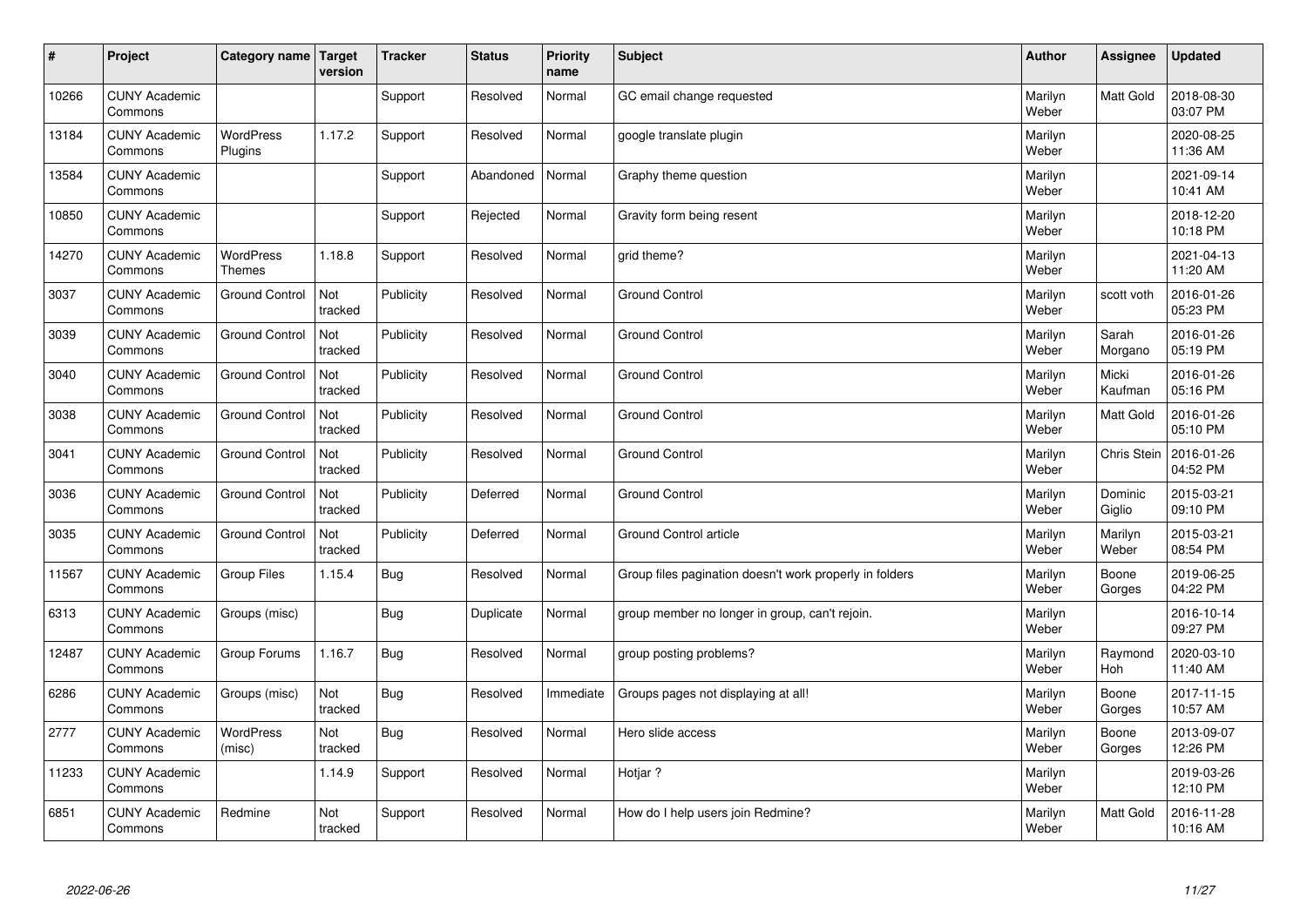| # | Project | Category name | Target version | Tracker | Status | Priority name | Subject | Author | Assignee | Updated |
|---|---|---|---|---|---|---|---|---|---|---|
| 10266 | CUNY Academic Commons | | | Support | Resolved | Normal | GC email change requested | Marilyn Weber | Matt Gold | 2018-08-30 03:07 PM |
| 13184 | CUNY Academic Commons | WordPress Plugins | 1.17.2 | Support | Resolved | Normal | google translate plugin | Marilyn Weber | | 2020-08-25 11:36 AM |
| 13584 | CUNY Academic Commons | | | Support | Abandoned | Normal | Graphy theme question | Marilyn Weber | | 2021-09-14 10:41 AM |
| 10850 | CUNY Academic Commons | | | Support | Rejected | Normal | Gravity form being resent | Marilyn Weber | | 2018-12-20 10:18 PM |
| 14270 | CUNY Academic Commons | WordPress Themes | 1.18.8 | Support | Resolved | Normal | grid theme? | Marilyn Weber | | 2021-04-13 11:20 AM |
| 3037 | CUNY Academic Commons | Ground Control | Not tracked | Publicity | Resolved | Normal | Ground Control | Marilyn Weber | scott voth | 2016-01-26 05:23 PM |
| 3039 | CUNY Academic Commons | Ground Control | Not tracked | Publicity | Resolved | Normal | Ground Control | Marilyn Weber | Sarah Morgano | 2016-01-26 05:19 PM |
| 3040 | CUNY Academic Commons | Ground Control | Not tracked | Publicity | Resolved | Normal | Ground Control | Marilyn Weber | Micki Kaufman | 2016-01-26 05:16 PM |
| 3038 | CUNY Academic Commons | Ground Control | Not tracked | Publicity | Resolved | Normal | Ground Control | Marilyn Weber | Matt Gold | 2016-01-26 05:10 PM |
| 3041 | CUNY Academic Commons | Ground Control | Not tracked | Publicity | Resolved | Normal | Ground Control | Marilyn Weber | Chris Stein | 2016-01-26 04:52 PM |
| 3036 | CUNY Academic Commons | Ground Control | Not tracked | Publicity | Deferred | Normal | Ground Control | Marilyn Weber | Dominic Giglio | 2015-03-21 09:10 PM |
| 3035 | CUNY Academic Commons | Ground Control | Not tracked | Publicity | Deferred | Normal | Ground Control article | Marilyn Weber | Marilyn Weber | 2015-03-21 08:54 PM |
| 11567 | CUNY Academic Commons | Group Files | 1.15.4 | Bug | Resolved | Normal | Group files pagination doesn't work properly in folders | Marilyn Weber | Boone Gorges | 2019-06-25 04:22 PM |
| 6313 | CUNY Academic Commons | Groups (misc) | | Bug | Duplicate | Normal | group member no longer in group, can't rejoin. | Marilyn Weber | | 2016-10-14 09:27 PM |
| 12487 | CUNY Academic Commons | Group Forums | 1.16.7 | Bug | Resolved | Normal | group posting problems? | Marilyn Weber | Raymond Hoh | 2020-03-10 11:40 AM |
| 6286 | CUNY Academic Commons | Groups (misc) | Not tracked | Bug | Resolved | Immediate | Groups pages not displaying at all! | Marilyn Weber | Boone Gorges | 2017-11-15 10:57 AM |
| 2777 | CUNY Academic Commons | WordPress (misc) | Not tracked | Bug | Resolved | Normal | Hero slide access | Marilyn Weber | Boone Gorges | 2013-09-07 12:26 PM |
| 11233 | CUNY Academic Commons | | 1.14.9 | Support | Resolved | Normal | Hotjar ? | Marilyn Weber | | 2019-03-26 12:10 PM |
| 6851 | CUNY Academic Commons | Redmine | Not tracked | Support | Resolved | Normal | How do I help users join Redmine? | Marilyn Weber | Matt Gold | 2016-11-28 10:16 AM |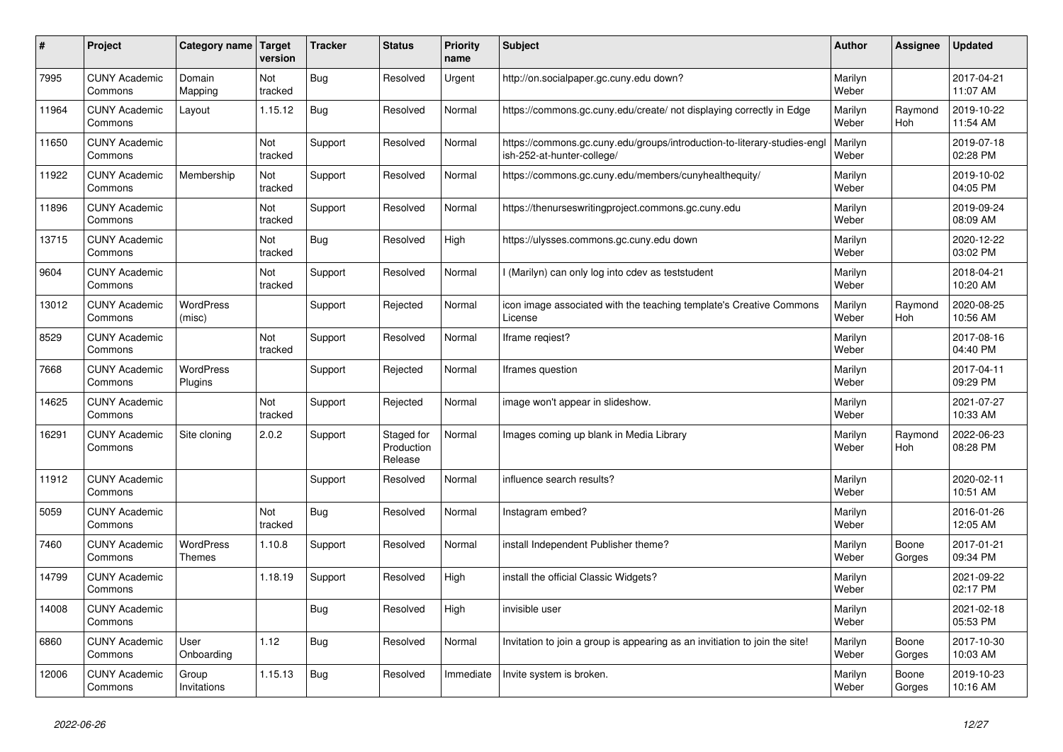| # | Project | Category name | Target version | Tracker | Status | Priority name | Subject | Author | Assignee | Updated |
|---|---|---|---|---|---|---|---|---|---|---|
| 7995 | CUNY Academic Commons | Domain Mapping | Not tracked | Bug | Resolved | Urgent | http://on.socialpaper.gc.cuny.edu down? | Marilyn Weber | | 2017-04-21 11:07 AM |
| 11964 | CUNY Academic Commons | Layout | 1.15.12 | Bug | Resolved | Normal | https://commons.gc.cuny.edu/create/ not displaying correctly in Edge | Marilyn Weber | Raymond Hoh | 2019-10-22 11:54 AM |
| 11650 | CUNY Academic Commons | | Not tracked | Support | Resolved | Normal | https://commons.gc.cuny.edu/groups/introduction-to-literary-studies-english-252-at-hunter-college/ | Marilyn Weber | | 2019-07-18 02:28 PM |
| 11922 | CUNY Academic Commons | Membership | Not tracked | Support | Resolved | Normal | https://commons.gc.cuny.edu/members/cunyhealthequity/ | Marilyn Weber | | 2019-10-02 04:05 PM |
| 11896 | CUNY Academic Commons | | Not tracked | Support | Resolved | Normal | https://thenurseswritingproject.commons.gc.cuny.edu | Marilyn Weber | | 2019-09-24 08:09 AM |
| 13715 | CUNY Academic Commons | | Not tracked | Bug | Resolved | High | https://ulysses.commons.gc.cuny.edu down | Marilyn Weber | | 2020-12-22 03:02 PM |
| 9604 | CUNY Academic Commons | | Not tracked | Support | Resolved | Normal | I (Marilyn) can only log into cdev as teststudent | Marilyn Weber | | 2018-04-21 10:20 AM |
| 13012 | CUNY Academic Commons | WordPress (misc) | | Support | Rejected | Normal | icon image associated with the teaching template's Creative Commons License | Marilyn Weber | Raymond Hoh | 2020-08-25 10:56 AM |
| 8529 | CUNY Academic Commons | | Not tracked | Support | Resolved | Normal | Iframe reqiest? | Marilyn Weber | | 2017-08-16 04:40 PM |
| 7668 | CUNY Academic Commons | WordPress Plugins | | Support | Rejected | Normal | Iframes question | Marilyn Weber | | 2017-04-11 09:29 PM |
| 14625 | CUNY Academic Commons | | Not tracked | Support | Rejected | Normal | image won't appear in slideshow. | Marilyn Weber | | 2021-07-27 10:33 AM |
| 16291 | CUNY Academic Commons | Site cloning | 2.0.2 | Support | Staged for Production Release | Normal | Images coming up blank in Media Library | Marilyn Weber | Raymond Hoh | 2022-06-23 08:28 PM |
| 11912 | CUNY Academic Commons | | | Support | Resolved | Normal | influence search results? | Marilyn Weber | | 2020-02-11 10:51 AM |
| 5059 | CUNY Academic Commons | | Not tracked | Bug | Resolved | Normal | Instagram embed? | Marilyn Weber | | 2016-01-26 12:05 AM |
| 7460 | CUNY Academic Commons | WordPress Themes | 1.10.8 | Support | Resolved | Normal | install Independent Publisher theme? | Marilyn Weber | Boone Gorges | 2017-01-21 09:34 PM |
| 14799 | CUNY Academic Commons | | 1.18.19 | Support | Resolved | High | install the official Classic Widgets? | Marilyn Weber | | 2021-09-22 02:17 PM |
| 14008 | CUNY Academic Commons | | | Bug | Resolved | High | invisible user | Marilyn Weber | | 2021-02-18 05:53 PM |
| 6860 | CUNY Academic Commons | User Onboarding | 1.12 | Bug | Resolved | Normal | Invitation to join a group is appearing as an invitiation to join the site! | Marilyn Weber | Boone Gorges | 2017-10-30 10:03 AM |
| 12006 | CUNY Academic Commons | Group Invitations | 1.15.13 | Bug | Resolved | Immediate | Invite system is broken. | Marilyn Weber | Boone Gorges | 2019-10-23 10:16 AM |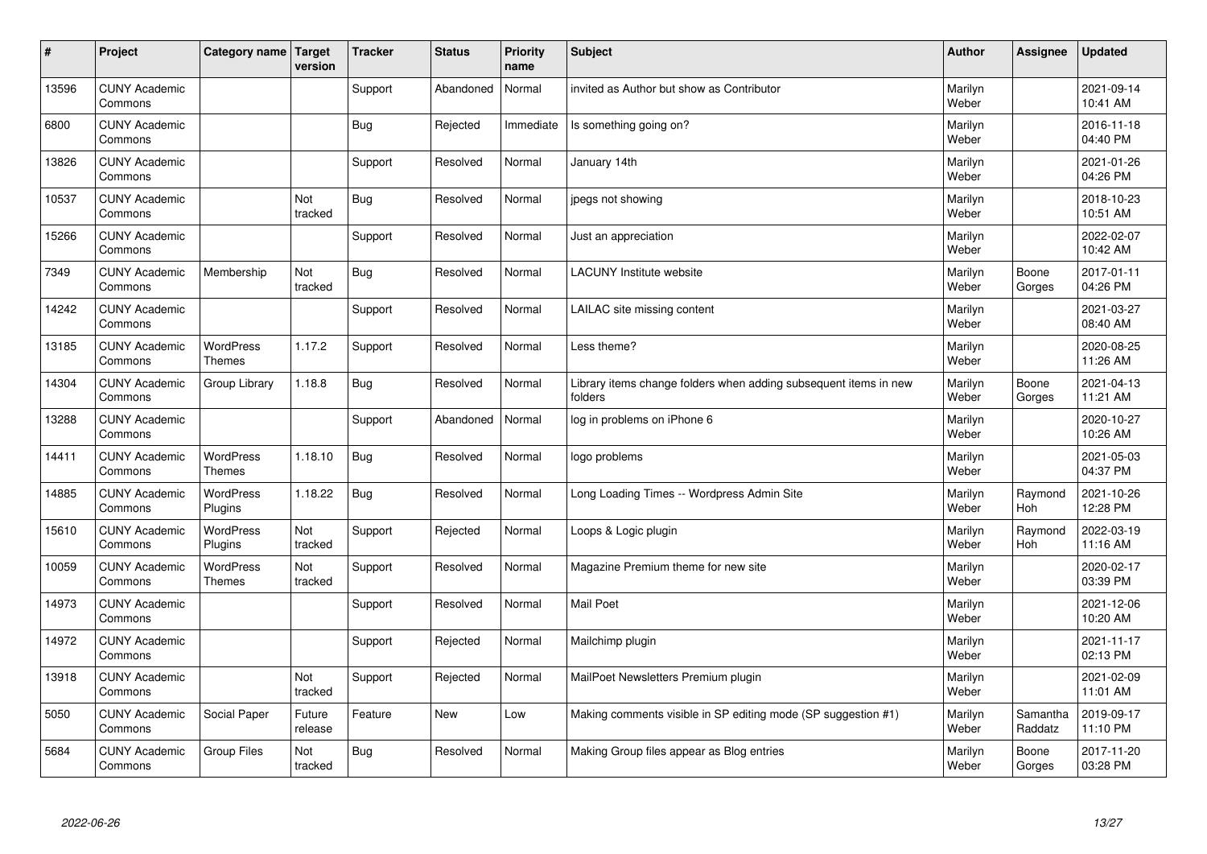| # | Project | Category name | Target version | Tracker | Status | Priority name | Subject | Author | Assignee | Updated |
|---|---|---|---|---|---|---|---|---|---|---|
| 13596 | CUNY Academic Commons | | | Support | Abandoned | Normal | invited as Author but show as Contributor | Marilyn Weber | | 2021-09-14 10:41 AM |
| 6800 | CUNY Academic Commons | | | Bug | Rejected | Immediate | Is something going on? | Marilyn Weber | | 2016-11-18 04:40 PM |
| 13826 | CUNY Academic Commons | | | Support | Resolved | Normal | January 14th | Marilyn Weber | | 2021-01-26 04:26 PM |
| 10537 | CUNY Academic Commons | | Not tracked | Bug | Resolved | Normal | jpegs not showing | Marilyn Weber | | 2018-10-23 10:51 AM |
| 15266 | CUNY Academic Commons | | | Support | Resolved | Normal | Just an appreciation | Marilyn Weber | | 2022-02-07 10:42 AM |
| 7349 | CUNY Academic Commons | Membership | Not tracked | Bug | Resolved | Normal | LACUNY Institute website | Marilyn Weber | Boone Gorges | 2017-01-11 04:26 PM |
| 14242 | CUNY Academic Commons | | | Support | Resolved | Normal | LAILAC site missing content | Marilyn Weber | | 2021-03-27 08:40 AM |
| 13185 | CUNY Academic Commons | WordPress Themes | 1.17.2 | Support | Resolved | Normal | Less theme? | Marilyn Weber | | 2020-08-25 11:26 AM |
| 14304 | CUNY Academic Commons | Group Library | 1.18.8 | Bug | Resolved | Normal | Library items change folders when adding subsequent items in new folders | Marilyn Weber | Boone Gorges | 2021-04-13 11:21 AM |
| 13288 | CUNY Academic Commons | | | Support | Abandoned | Normal | log in problems on iPhone 6 | Marilyn Weber | | 2020-10-27 10:26 AM |
| 14411 | CUNY Academic Commons | WordPress Themes | 1.18.10 | Bug | Resolved | Normal | logo problems | Marilyn Weber | | 2021-05-03 04:37 PM |
| 14885 | CUNY Academic Commons | WordPress Plugins | 1.18.22 | Bug | Resolved | Normal | Long Loading Times -- Wordpress Admin Site | Marilyn Weber | Raymond Hoh | 2021-10-26 12:28 PM |
| 15610 | CUNY Academic Commons | WordPress Plugins | Not tracked | Support | Rejected | Normal | Loops & Logic plugin | Marilyn Weber | Raymond Hoh | 2022-03-19 11:16 AM |
| 10059 | CUNY Academic Commons | WordPress Themes | Not tracked | Support | Resolved | Normal | Magazine Premium theme for new site | Marilyn Weber | | 2020-02-17 03:39 PM |
| 14973 | CUNY Academic Commons | | | Support | Resolved | Normal | Mail Poet | Marilyn Weber | | 2021-12-06 10:20 AM |
| 14972 | CUNY Academic Commons | | | Support | Rejected | Normal | Mailchimp plugin | Marilyn Weber | | 2021-11-17 02:13 PM |
| 13918 | CUNY Academic Commons | | Not tracked | Support | Rejected | Normal | MailPoet Newsletters Premium plugin | Marilyn Weber | | 2021-02-09 11:01 AM |
| 5050 | CUNY Academic Commons | Social Paper | Future release | Feature | New | Low | Making comments visible in SP editing mode (SP suggestion #1) | Marilyn Weber | Samantha Raddatz | 2019-09-17 11:10 PM |
| 5684 | CUNY Academic Commons | Group Files | Not tracked | Bug | Resolved | Normal | Making Group files appear as Blog entries | Marilyn Weber | Boone Gorges | 2017-11-20 03:28 PM |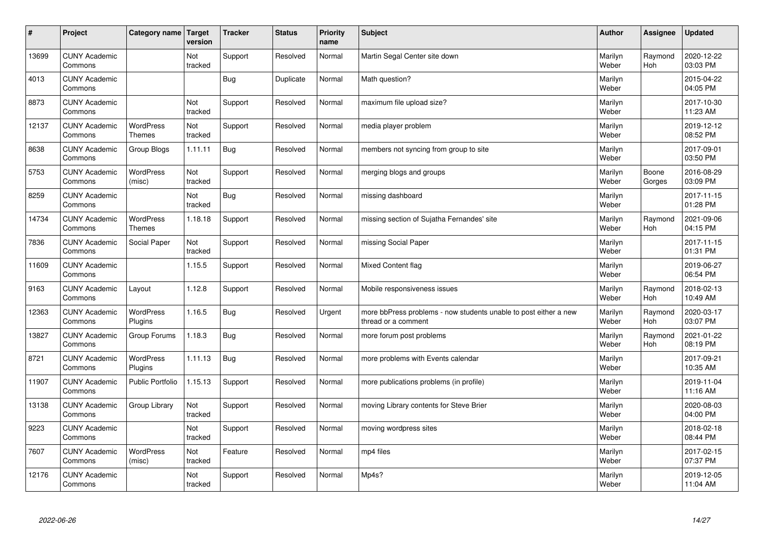| # | Project | Category name | Target version | Tracker | Status | Priority name | Subject | Author | Assignee | Updated |
|---|---|---|---|---|---|---|---|---|---|---|
| 13699 | CUNY Academic Commons | | Not tracked | Support | Resolved | Normal | Martin Segal Center site down | Marilyn Weber | Raymond Hoh | 2020-12-22 03:03 PM |
| 4013 | CUNY Academic Commons | | | Bug | Duplicate | Normal | Math question? | Marilyn Weber | | 2015-04-22 04:05 PM |
| 8873 | CUNY Academic Commons | | Not tracked | Support | Resolved | Normal | maximum file upload size? | Marilyn Weber | | 2017-10-30 11:23 AM |
| 12137 | CUNY Academic Commons | WordPress Themes | Not tracked | Support | Resolved | Normal | media player problem | Marilyn Weber | | 2019-12-12 08:52 PM |
| 8638 | CUNY Academic Commons | Group Blogs | 1.11.11 | Bug | Resolved | Normal | members not syncing from group to site | Marilyn Weber | | 2017-09-01 03:50 PM |
| 5753 | CUNY Academic Commons | WordPress (misc) | Not tracked | Support | Resolved | Normal | merging blogs and groups | Marilyn Weber | Boone Gorges | 2016-08-29 03:09 PM |
| 8259 | CUNY Academic Commons | | Not tracked | Bug | Resolved | Normal | missing dashboard | Marilyn Weber | | 2017-11-15 01:28 PM |
| 14734 | CUNY Academic Commons | WordPress Themes | 1.18.18 | Support | Resolved | Normal | missing section of Sujatha Fernandes' site | Marilyn Weber | Raymond Hoh | 2021-09-06 04:15 PM |
| 7836 | CUNY Academic Commons | Social Paper | Not tracked | Support | Resolved | Normal | missing Social Paper | Marilyn Weber | | 2017-11-15 01:31 PM |
| 11609 | CUNY Academic Commons | | 1.15.5 | Support | Resolved | Normal | Mixed Content flag | Marilyn Weber | | 2019-06-27 06:54 PM |
| 9163 | CUNY Academic Commons | Layout | 1.12.8 | Support | Resolved | Normal | Mobile responsiveness issues | Marilyn Weber | Raymond Hoh | 2018-02-13 10:49 AM |
| 12363 | CUNY Academic Commons | WordPress Plugins | 1.16.5 | Bug | Resolved | Urgent | more bbPress problems - now students unable to post either a new thread or a comment | Marilyn Weber | Raymond Hoh | 2020-03-17 03:07 PM |
| 13827 | CUNY Academic Commons | Group Forums | 1.18.3 | Bug | Resolved | Normal | more forum post problems | Marilyn Weber | Raymond Hoh | 2021-01-22 08:19 PM |
| 8721 | CUNY Academic Commons | WordPress Plugins | 1.11.13 | Bug | Resolved | Normal | more problems with Events calendar | Marilyn Weber | | 2017-09-21 10:35 AM |
| 11907 | CUNY Academic Commons | Public Portfolio | 1.15.13 | Support | Resolved | Normal | more publications problems (in profile) | Marilyn Weber | | 2019-11-04 11:16 AM |
| 13138 | CUNY Academic Commons | Group Library | Not tracked | Support | Resolved | Normal | moving Library contents for Steve Brier | Marilyn Weber | | 2020-08-03 04:00 PM |
| 9223 | CUNY Academic Commons | | Not tracked | Support | Resolved | Normal | moving wordpress sites | Marilyn Weber | | 2018-02-18 08:44 PM |
| 7607 | CUNY Academic Commons | WordPress (misc) | Not tracked | Feature | Resolved | Normal | mp4 files | Marilyn Weber | | 2017-02-15 07:37 PM |
| 12176 | CUNY Academic Commons | | Not tracked | Support | Resolved | Normal | Mp4s? | Marilyn Weber | | 2019-12-05 11:04 AM |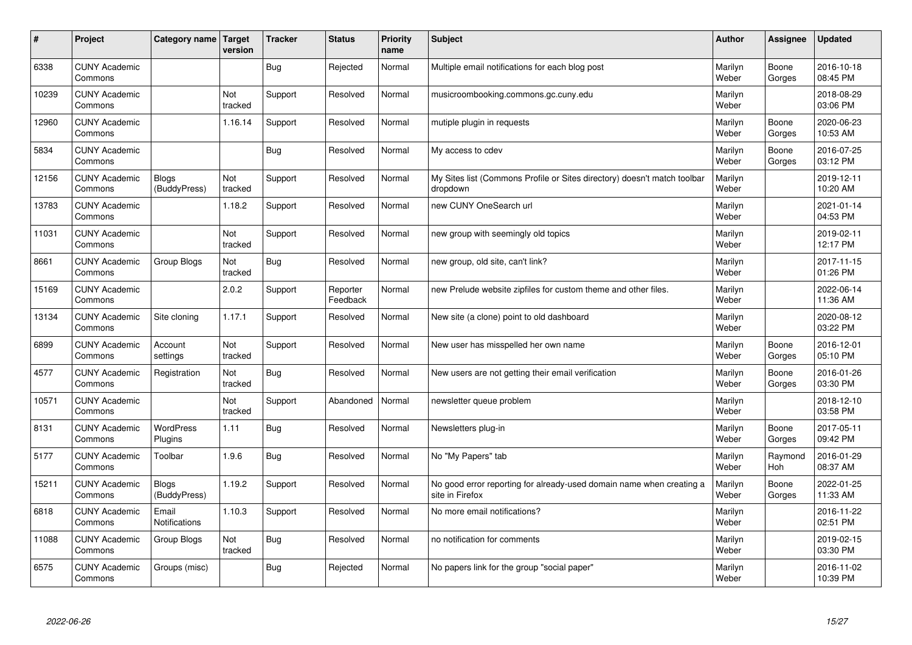| # | Project | Category name | Target version | Tracker | Status | Priority name | Subject | Author | Assignee | Updated |
|---|---|---|---|---|---|---|---|---|---|---|
| 6338 | CUNY Academic Commons | | | Bug | Rejected | Normal | Multiple email notifications for each blog post | Marilyn Weber | Boone Gorges | 2016-10-18 08:45 PM |
| 10239 | CUNY Academic Commons | | Not tracked | Support | Resolved | Normal | musicroombooking.commons.gc.cuny.edu | Marilyn Weber | | 2018-08-29 03:06 PM |
| 12960 | CUNY Academic Commons | | 1.16.14 | Support | Resolved | Normal | mutiple plugin in requests | Marilyn Weber | Boone Gorges | 2020-06-23 10:53 AM |
| 5834 | CUNY Academic Commons | | | Bug | Resolved | Normal | My access to cdev | Marilyn Weber | Boone Gorges | 2016-07-25 03:12 PM |
| 12156 | CUNY Academic Commons | Blogs (BuddyPress) | Not tracked | Support | Resolved | Normal | My Sites list (Commons Profile or Sites directory) doesn't match toolbar dropdown | Marilyn Weber | | 2019-12-11 10:20 AM |
| 13783 | CUNY Academic Commons | | 1.18.2 | Support | Resolved | Normal | new CUNY OneSearch url | Marilyn Weber | | 2021-01-14 04:53 PM |
| 11031 | CUNY Academic Commons | | Not tracked | Support | Resolved | Normal | new group with seemingly old topics | Marilyn Weber | | 2019-02-11 12:17 PM |
| 8661 | CUNY Academic Commons | Group Blogs | Not tracked | Bug | Resolved | Normal | new group, old site, can't link? | Marilyn Weber | | 2017-11-15 01:26 PM |
| 15169 | CUNY Academic Commons | | 2.0.2 | Support | Reporter Feedback | Normal | new Prelude website zipfiles for custom theme and other files. | Marilyn Weber | | 2022-06-14 11:36 AM |
| 13134 | CUNY Academic Commons | Site cloning | 1.17.1 | Support | Resolved | Normal | New site (a clone) point to old dashboard | Marilyn Weber | | 2020-08-12 03:22 PM |
| 6899 | CUNY Academic Commons | Account settings | Not tracked | Support | Resolved | Normal | New user has misspelled her own name | Marilyn Weber | Boone Gorges | 2016-12-01 05:10 PM |
| 4577 | CUNY Academic Commons | Registration | Not tracked | Bug | Resolved | Normal | New users are not getting their email verification | Marilyn Weber | Boone Gorges | 2016-01-26 03:30 PM |
| 10571 | CUNY Academic Commons | | Not tracked | Support | Abandoned | Normal | newsletter queue problem | Marilyn Weber | | 2018-12-10 03:58 PM |
| 8131 | CUNY Academic Commons | WordPress Plugins | 1.11 | Bug | Resolved | Normal | Newsletters plug-in | Marilyn Weber | Boone Gorges | 2017-05-11 09:42 PM |
| 5177 | CUNY Academic Commons | Toolbar | 1.9.6 | Bug | Resolved | Normal | No "My Papers" tab | Marilyn Weber | Raymond Hoh | 2016-01-29 08:37 AM |
| 15211 | CUNY Academic Commons | Blogs (BuddyPress) | 1.19.2 | Support | Resolved | Normal | No good error reporting for already-used domain name when creating a site in Firefox | Marilyn Weber | Boone Gorges | 2022-01-25 11:33 AM |
| 6818 | CUNY Academic Commons | Email Notifications | 1.10.3 | Support | Resolved | Normal | No more email notifications? | Marilyn Weber | | 2016-11-22 02:51 PM |
| 11088 | CUNY Academic Commons | Group Blogs | Not tracked | Bug | Resolved | Normal | no notification for comments | Marilyn Weber | | 2019-02-15 03:30 PM |
| 6575 | CUNY Academic Commons | Groups (misc) | | Bug | Rejected | Normal | No papers link for the group "social paper" | Marilyn Weber | | 2016-11-02 10:39 PM |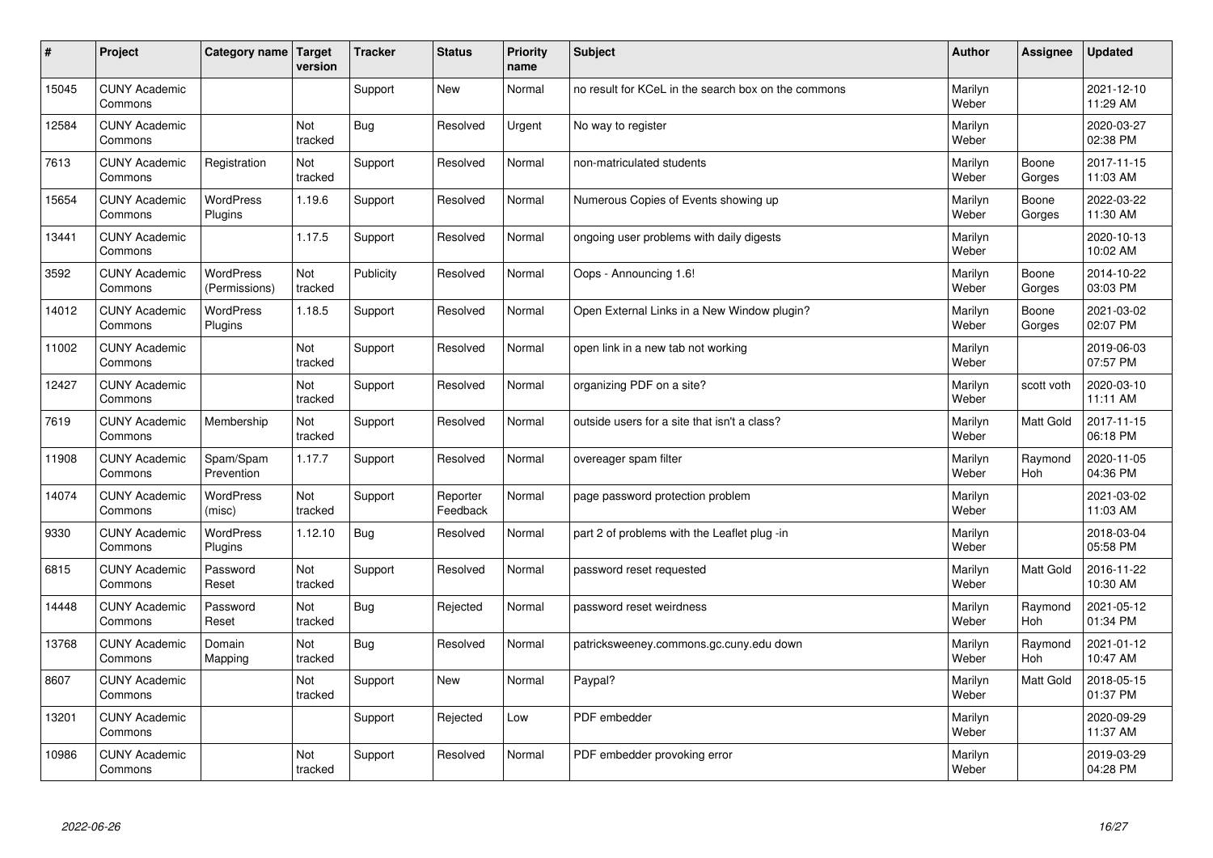| # | Project | Category name | Target version | Tracker | Status | Priority name | Subject | Author | Assignee | Updated |
|---|---|---|---|---|---|---|---|---|---|---|
| 15045 | CUNY Academic Commons | | | Support | New | Normal | no result for KCeL in the search box on the commons | Marilyn Weber | | 2021-12-10 11:29 AM |
| 12584 | CUNY Academic Commons | | Not tracked | Bug | Resolved | Urgent | No way to register | Marilyn Weber | | 2020-03-27 02:38 PM |
| 7613 | CUNY Academic Commons | Registration | Not tracked | Support | Resolved | Normal | non-matriculated students | Marilyn Weber | Boone Gorges | 2017-11-15 11:03 AM |
| 15654 | CUNY Academic Commons | WordPress Plugins | 1.19.6 | Support | Resolved | Normal | Numerous Copies of Events showing up | Marilyn Weber | Boone Gorges | 2022-03-22 11:30 AM |
| 13441 | CUNY Academic Commons | | 1.17.5 | Support | Resolved | Normal | ongoing user problems with daily digests | Marilyn Weber | | 2020-10-13 10:02 AM |
| 3592 | CUNY Academic Commons | WordPress (Permissions) | Not tracked | Publicity | Resolved | Normal | Oops - Announcing 1.6! | Marilyn Weber | Boone Gorges | 2014-10-22 03:03 PM |
| 14012 | CUNY Academic Commons | WordPress Plugins | 1.18.5 | Support | Resolved | Normal | Open External Links in a New Window plugin? | Marilyn Weber | Boone Gorges | 2021-03-02 02:07 PM |
| 11002 | CUNY Academic Commons | | Not tracked | Support | Resolved | Normal | open link in a new tab not working | Marilyn Weber | | 2019-06-03 07:57 PM |
| 12427 | CUNY Academic Commons | | Not tracked | Support | Resolved | Normal | organizing PDF on a site? | Marilyn Weber | scott voth | 2020-03-10 11:11 AM |
| 7619 | CUNY Academic Commons | Membership | Not tracked | Support | Resolved | Normal | outside users for a site that isn't a class? | Marilyn Weber | Matt Gold | 2017-11-15 06:18 PM |
| 11908 | CUNY Academic Commons | Spam/Spam Prevention | 1.17.7 | Support | Resolved | Normal | overeager spam filter | Marilyn Weber | Raymond Hoh | 2020-11-05 04:36 PM |
| 14074 | CUNY Academic Commons | WordPress (misc) | Not tracked | Support | Reporter Feedback | Normal | page password protection problem | Marilyn Weber | | 2021-03-02 11:03 AM |
| 9330 | CUNY Academic Commons | WordPress Plugins | 1.12.10 | Bug | Resolved | Normal | part 2 of problems with the Leaflet plug -in | Marilyn Weber | | 2018-03-04 05:58 PM |
| 6815 | CUNY Academic Commons | Password Reset | Not tracked | Support | Resolved | Normal | password reset requested | Marilyn Weber | Matt Gold | 2016-11-22 10:30 AM |
| 14448 | CUNY Academic Commons | Password Reset | Not tracked | Bug | Rejected | Normal | password reset weirdness | Marilyn Weber | Raymond Hoh | 2021-05-12 01:34 PM |
| 13768 | CUNY Academic Commons | Domain Mapping | Not tracked | Bug | Resolved | Normal | patricksweeney.commons.gc.cuny.edu down | Marilyn Weber | Raymond Hoh | 2021-01-12 10:47 AM |
| 8607 | CUNY Academic Commons | | Not tracked | Support | New | Normal | Paypal? | Marilyn Weber | Matt Gold | 2018-05-15 01:37 PM |
| 13201 | CUNY Academic Commons | | | Support | Rejected | Low | PDF embedder | Marilyn Weber | | 2020-09-29 11:37 AM |
| 10986 | CUNY Academic Commons | | Not tracked | Support | Resolved | Normal | PDF embedder provoking error | Marilyn Weber | | 2019-03-29 04:28 PM |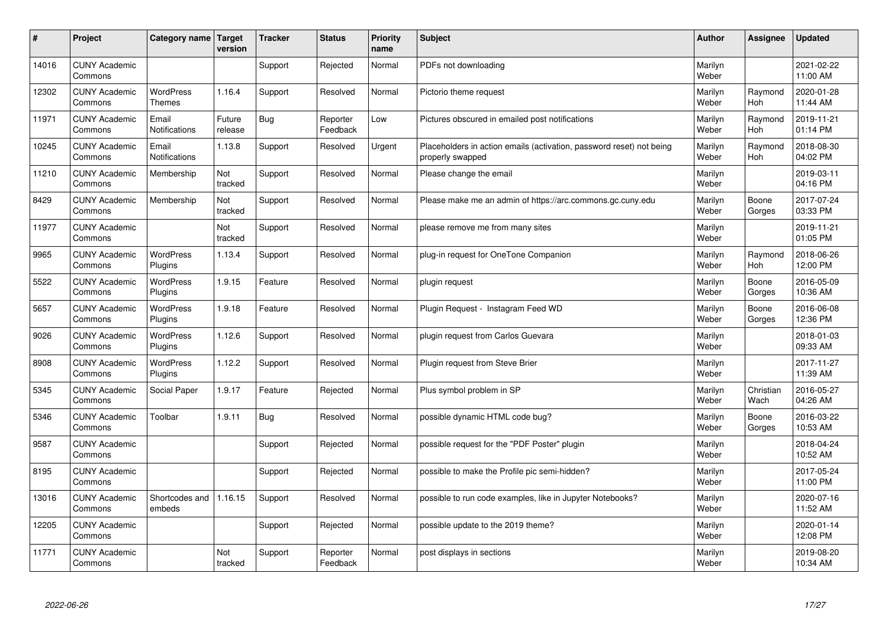| # | Project | Category name | Target version | Tracker | Status | Priority name | Subject | Author | Assignee | Updated |
|---|---|---|---|---|---|---|---|---|---|---|
| 14016 | CUNY Academic Commons | | | Support | Rejected | Normal | PDFs not downloading | Marilyn Weber | | 2021-02-22 11:00 AM |
| 12302 | CUNY Academic Commons | WordPress Themes | 1.16.4 | Support | Resolved | Normal | Pictorio theme request | Marilyn Weber | Raymond Hoh | 2020-01-28 11:44 AM |
| 11971 | CUNY Academic Commons | Email Notifications | Future release | Bug | Reporter Feedback | Low | Pictures obscured in emailed post notifications | Marilyn Weber | Raymond Hoh | 2019-11-21 01:14 PM |
| 10245 | CUNY Academic Commons | Email Notifications | 1.13.8 | Support | Resolved | Urgent | Placeholders in action emails (activation, password reset) not being properly swapped | Marilyn Weber | Raymond Hoh | 2018-08-30 04:02 PM |
| 11210 | CUNY Academic Commons | Membership | Not tracked | Support | Resolved | Normal | Please change the email | Marilyn Weber | | 2019-03-11 04:16 PM |
| 8429 | CUNY Academic Commons | Membership | Not tracked | Support | Resolved | Normal | Please make me an admin of https://arc.commons.gc.cuny.edu | Marilyn Weber | Boone Gorges | 2017-07-24 03:33 PM |
| 11977 | CUNY Academic Commons | | Not tracked | Support | Resolved | Normal | please remove me from many sites | Marilyn Weber | | 2019-11-21 01:05 PM |
| 9965 | CUNY Academic Commons | WordPress Plugins | 1.13.4 | Support | Resolved | Normal | plug-in request for OneTone Companion | Marilyn Weber | Raymond Hoh | 2018-06-26 12:00 PM |
| 5522 | CUNY Academic Commons | WordPress Plugins | 1.9.15 | Feature | Resolved | Normal | plugin request | Marilyn Weber | Boone Gorges | 2016-05-09 10:36 AM |
| 5657 | CUNY Academic Commons | WordPress Plugins | 1.9.18 | Feature | Resolved | Normal | Plugin Request - Instagram Feed WD | Marilyn Weber | Boone Gorges | 2016-06-08 12:36 PM |
| 9026 | CUNY Academic Commons | WordPress Plugins | 1.12.6 | Support | Resolved | Normal | plugin request from Carlos Guevara | Marilyn Weber | | 2018-01-03 09:33 AM |
| 8908 | CUNY Academic Commons | WordPress Plugins | 1.12.2 | Support | Resolved | Normal | Plugin request from Steve Brier | Marilyn Weber | | 2017-11-27 11:39 AM |
| 5345 | CUNY Academic Commons | Social Paper | 1.9.17 | Feature | Rejected | Normal | Plus symbol problem in SP | Marilyn Weber | Christian Wach | 2016-05-27 04:26 AM |
| 5346 | CUNY Academic Commons | Toolbar | 1.9.11 | Bug | Resolved | Normal | possible dynamic HTML code bug? | Marilyn Weber | Boone Gorges | 2016-03-22 10:53 AM |
| 9587 | CUNY Academic Commons | | | Support | Rejected | Normal | possible request for the "PDF Poster" plugin | Marilyn Weber | | 2018-04-24 10:52 AM |
| 8195 | CUNY Academic Commons | | | Support | Rejected | Normal | possible to make the Profile pic semi-hidden? | Marilyn Weber | | 2017-05-24 11:00 PM |
| 13016 | CUNY Academic Commons | Shortcodes and embeds | 1.16.15 | Support | Resolved | Normal | possible to run code examples, like in Jupyter Notebooks? | Marilyn Weber | | 2020-07-16 11:52 AM |
| 12205 | CUNY Academic Commons | | | Support | Rejected | Normal | possible update to the 2019 theme? | Marilyn Weber | | 2020-01-14 12:08 PM |
| 11771 | CUNY Academic Commons | | Not tracked | Support | Reporter Feedback | Normal | post displays in sections | Marilyn Weber | | 2019-08-20 10:34 AM |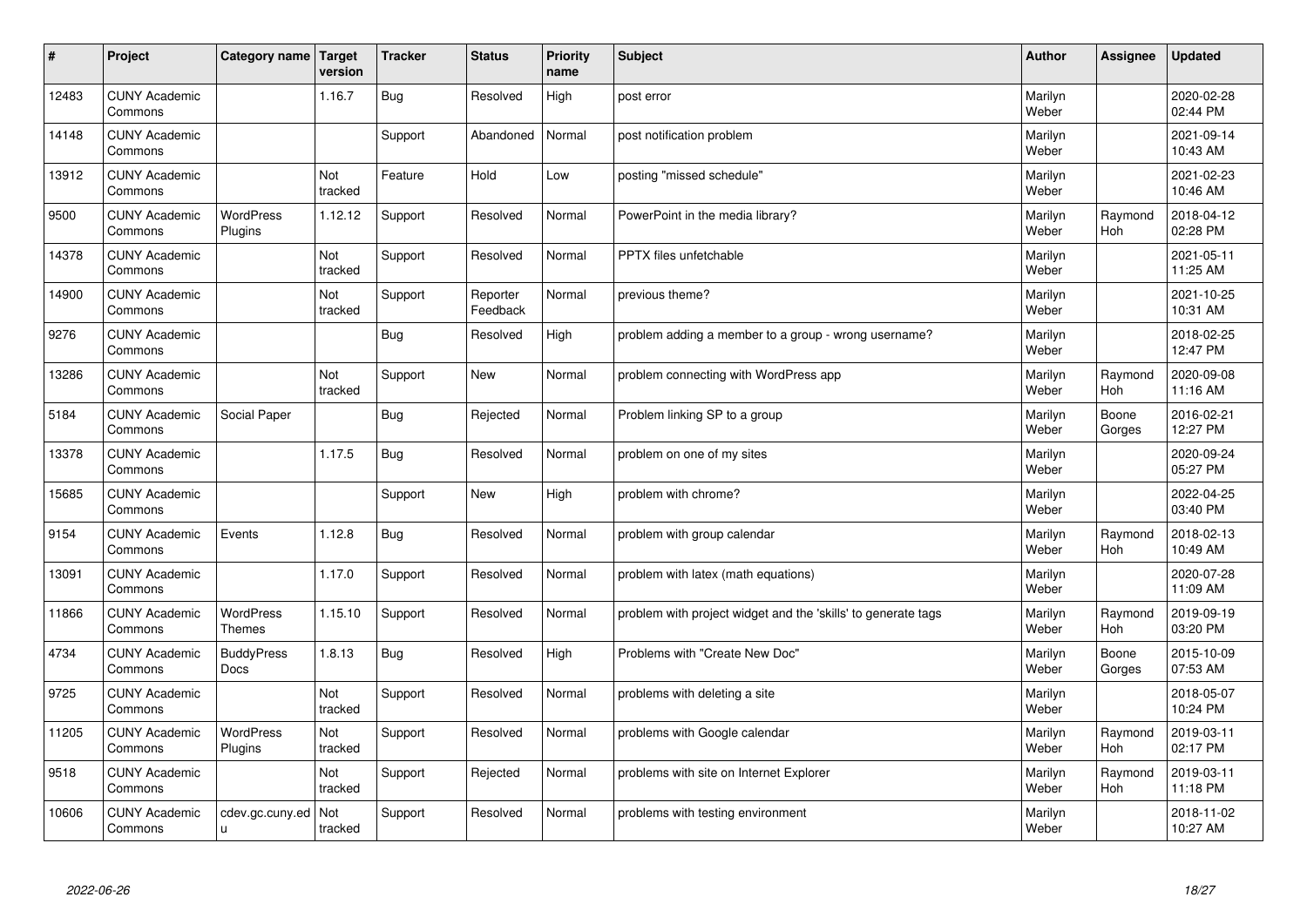| # | Project | Category name | Target version | Tracker | Status | Priority name | Subject | Author | Assignee | Updated |
|---|---|---|---|---|---|---|---|---|---|---|
| 12483 | CUNY Academic Commons | | 1.16.7 | Bug | Resolved | High | post error | Marilyn Weber | | 2020-02-28 02:44 PM |
| 14148 | CUNY Academic Commons | | | Support | Abandoned | Normal | post notification problem | Marilyn Weber | | 2021-09-14 10:43 AM |
| 13912 | CUNY Academic Commons | | Not tracked | Feature | Hold | Low | posting "missed schedule" | Marilyn Weber | | 2021-02-23 10:46 AM |
| 9500 | CUNY Academic Commons | WordPress Plugins | 1.12.12 | Support | Resolved | Normal | PowerPoint in the media library? | Marilyn Weber | Raymond Hoh | 2018-04-12 02:28 PM |
| 14378 | CUNY Academic Commons | | Not tracked | Support | Resolved | Normal | PPTX files unfetchable | Marilyn Weber | | 2021-05-11 11:25 AM |
| 14900 | CUNY Academic Commons | | Not tracked | Support | Reporter Feedback | Normal | previous theme? | Marilyn Weber | | 2021-10-25 10:31 AM |
| 9276 | CUNY Academic Commons | | | Bug | Resolved | High | problem adding a member to a group - wrong username? | Marilyn Weber | | 2018-02-25 12:47 PM |
| 13286 | CUNY Academic Commons | | Not tracked | Support | New | Normal | problem connecting with WordPress app | Marilyn Weber | Raymond Hoh | 2020-09-08 11:16 AM |
| 5184 | CUNY Academic Commons | Social Paper | | Bug | Rejected | Normal | Problem linking SP to a group | Marilyn Weber | Boone Gorges | 2016-02-21 12:27 PM |
| 13378 | CUNY Academic Commons | | 1.17.5 | Bug | Resolved | Normal | problem on one of my sites | Marilyn Weber | | 2020-09-24 05:27 PM |
| 15685 | CUNY Academic Commons | | | Support | New | High | problem with chrome? | Marilyn Weber | | 2022-04-25 03:40 PM |
| 9154 | CUNY Academic Commons | Events | 1.12.8 | Bug | Resolved | Normal | problem with group calendar | Marilyn Weber | Raymond Hoh | 2018-02-13 10:49 AM |
| 13091 | CUNY Academic Commons | | 1.17.0 | Support | Resolved | Normal | problem with latex (math equations) | Marilyn Weber | | 2020-07-28 11:09 AM |
| 11866 | CUNY Academic Commons | WordPress Themes | 1.15.10 | Support | Resolved | Normal | problem with project widget and the 'skills' to generate tags | Marilyn Weber | Raymond Hoh | 2019-09-19 03:20 PM |
| 4734 | CUNY Academic Commons | BuddyPress Docs | 1.8.13 | Bug | Resolved | High | Problems with "Create New Doc" | Marilyn Weber | Boone Gorges | 2015-10-09 07:53 AM |
| 9725 | CUNY Academic Commons | | Not tracked | Support | Resolved | Normal | problems with deleting a site | Marilyn Weber | | 2018-05-07 10:24 PM |
| 11205 | CUNY Academic Commons | WordPress Plugins | Not tracked | Support | Resolved | Normal | problems with Google calendar | Marilyn Weber | Raymond Hoh | 2019-03-11 02:17 PM |
| 9518 | CUNY Academic Commons | | Not tracked | Support | Rejected | Normal | problems with site on Internet Explorer | Marilyn Weber | Raymond Hoh | 2019-03-11 11:18 PM |
| 10606 | CUNY Academic Commons | cdev.gc.cuny.edu | Not tracked | Support | Resolved | Normal | problems with testing environment | Marilyn Weber | | 2018-11-02 10:27 AM |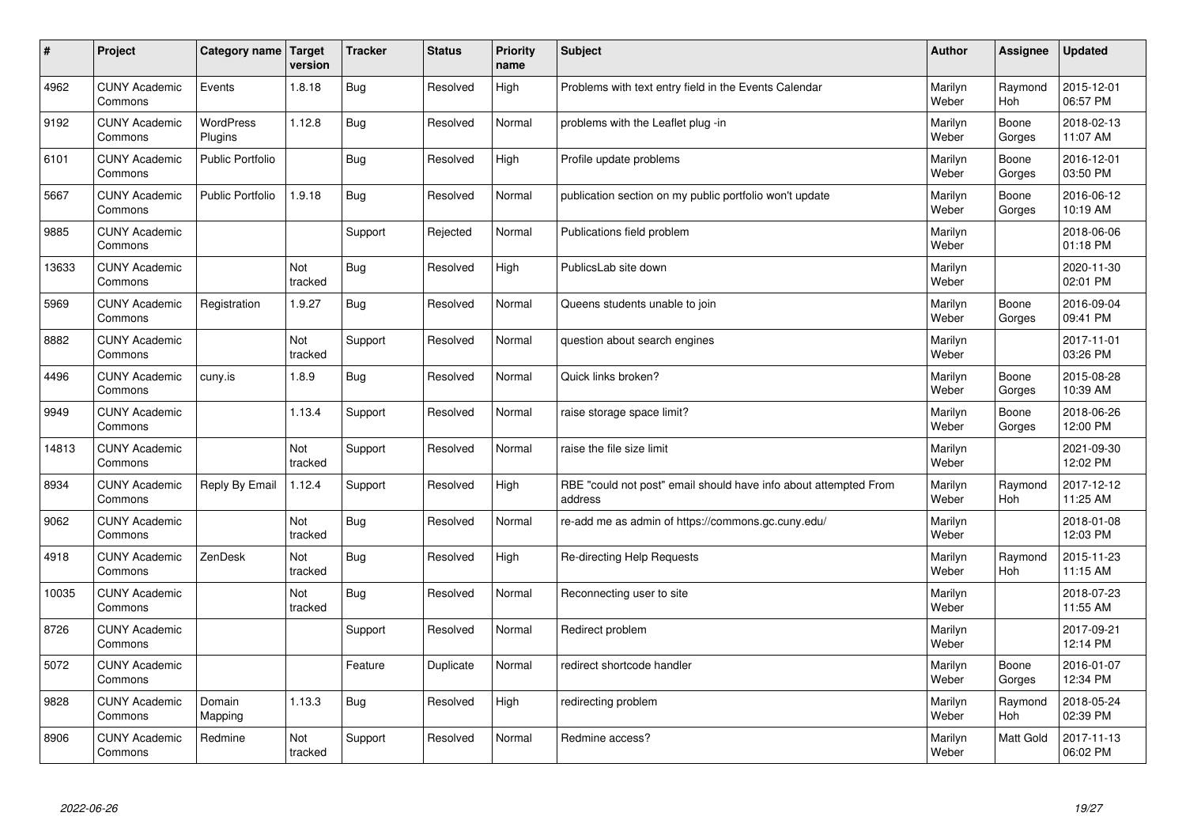| # | Project | Category name | Target version | Tracker | Status | Priority name | Subject | Author | Assignee | Updated |
|---|---|---|---|---|---|---|---|---|---|---|
| 4962 | CUNY Academic Commons | Events | 1.8.18 | Bug | Resolved | High | Problems with text entry field in the Events Calendar | Marilyn Weber | Raymond Hoh | 2015-12-01 06:57 PM |
| 9192 | CUNY Academic Commons | WordPress Plugins | 1.12.8 | Bug | Resolved | Normal | problems with the Leaflet plug -in | Marilyn Weber | Boone Gorges | 2018-02-13 11:07 AM |
| 6101 | CUNY Academic Commons | Public Portfolio | | Bug | Resolved | High | Profile update problems | Marilyn Weber | Boone Gorges | 2016-12-01 03:50 PM |
| 5667 | CUNY Academic Commons | Public Portfolio | 1.9.18 | Bug | Resolved | Normal | publication section on my public portfolio won't update | Marilyn Weber | Boone Gorges | 2016-06-12 10:19 AM |
| 9885 | CUNY Academic Commons | | | Support | Rejected | Normal | Publications field problem | Marilyn Weber | | 2018-06-06 01:18 PM |
| 13633 | CUNY Academic Commons | | Not tracked | Bug | Resolved | High | PublicsLab site down | Marilyn Weber | | 2020-11-30 02:01 PM |
| 5969 | CUNY Academic Commons | Registration | 1.9.27 | Bug | Resolved | Normal | Queens students unable to join | Marilyn Weber | Boone Gorges | 2016-09-04 09:41 PM |
| 8882 | CUNY Academic Commons | | Not tracked | Support | Resolved | Normal | question about search engines | Marilyn Weber | | 2017-11-01 03:26 PM |
| 4496 | CUNY Academic Commons | cuny.is | 1.8.9 | Bug | Resolved | Normal | Quick links broken? | Marilyn Weber | Boone Gorges | 2015-08-28 10:39 AM |
| 9949 | CUNY Academic Commons | | 1.13.4 | Support | Resolved | Normal | raise storage space limit? | Marilyn Weber | Boone Gorges | 2018-06-26 12:00 PM |
| 14813 | CUNY Academic Commons | | Not tracked | Support | Resolved | Normal | raise the file size limit | Marilyn Weber | | 2021-09-30 12:02 PM |
| 8934 | CUNY Academic Commons | Reply By Email | 1.12.4 | Support | Resolved | High | RBE "could not post" email should have info about attempted From address | Marilyn Weber | Raymond Hoh | 2017-12-12 11:25 AM |
| 9062 | CUNY Academic Commons | | Not tracked | Bug | Resolved | Normal | re-add me as admin of https://commons.gc.cuny.edu/ | Marilyn Weber | | 2018-01-08 12:03 PM |
| 4918 | CUNY Academic Commons | ZenDesk | Not tracked | Bug | Resolved | High | Re-directing Help Requests | Marilyn Weber | Raymond Hoh | 2015-11-23 11:15 AM |
| 10035 | CUNY Academic Commons | | Not tracked | Bug | Resolved | Normal | Reconnecting user to site | Marilyn Weber | | 2018-07-23 11:55 AM |
| 8726 | CUNY Academic Commons | | | Support | Resolved | Normal | Redirect problem | Marilyn Weber | | 2017-09-21 12:14 PM |
| 5072 | CUNY Academic Commons | | | Feature | Duplicate | Normal | redirect shortcode handler | Marilyn Weber | Boone Gorges | 2016-01-07 12:34 PM |
| 9828 | CUNY Academic Commons | Domain Mapping | 1.13.3 | Bug | Resolved | High | redirecting problem | Marilyn Weber | Raymond Hoh | 2018-05-24 02:39 PM |
| 8906 | CUNY Academic Commons | Redmine | Not tracked | Support | Resolved | Normal | Redmine access? | Marilyn Weber | Matt Gold | 2017-11-13 06:02 PM |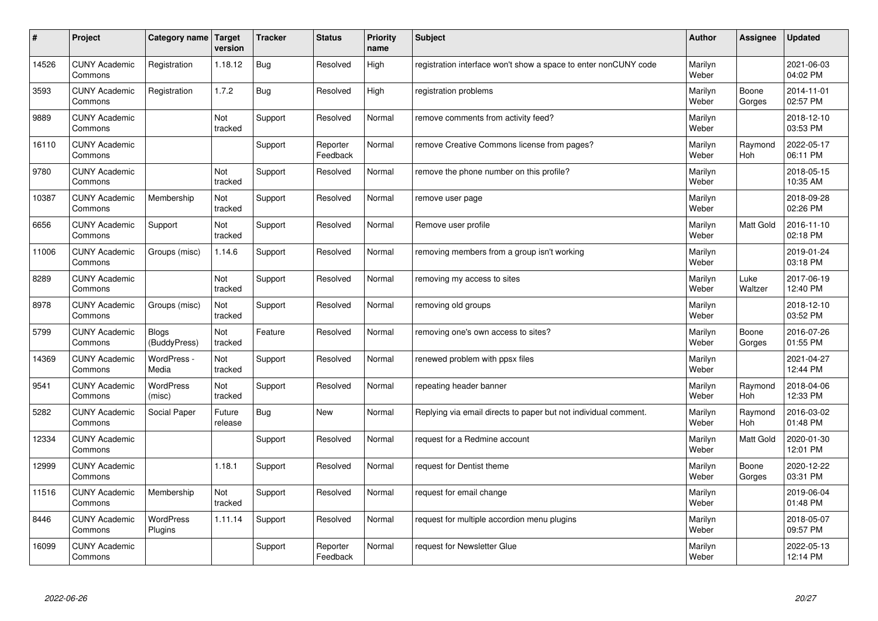| # | Project | Category name | Target version | Tracker | Status | Priority name | Subject | Author | Assignee | Updated |
|---|---|---|---|---|---|---|---|---|---|---|
| 14526 | CUNY Academic Commons | Registration | 1.18.12 | Bug | Resolved | High | registration interface won't show a space to enter nonCUNY code | Marilyn Weber | | 2021-06-03 04:02 PM |
| 3593 | CUNY Academic Commons | Registration | 1.7.2 | Bug | Resolved | High | registration problems | Marilyn Weber | Boone Gorges | 2014-11-01 02:57 PM |
| 9889 | CUNY Academic Commons | | Not tracked | Support | Resolved | Normal | remove comments from activity feed? | Marilyn Weber | | 2018-12-10 03:53 PM |
| 16110 | CUNY Academic Commons | | | Support | Reporter Feedback | Normal | remove Creative Commons license from pages? | Marilyn Weber | Raymond Hoh | 2022-05-17 06:11 PM |
| 9780 | CUNY Academic Commons | | Not tracked | Support | Resolved | Normal | remove the phone number on this profile? | Marilyn Weber | | 2018-05-15 10:35 AM |
| 10387 | CUNY Academic Commons | Membership | Not tracked | Support | Resolved | Normal | remove user page | Marilyn Weber | | 2018-09-28 02:26 PM |
| 6656 | CUNY Academic Commons | Support | Not tracked | Support | Resolved | Normal | Remove user profile | Marilyn Weber | Matt Gold | 2016-11-10 02:18 PM |
| 11006 | CUNY Academic Commons | Groups (misc) | 1.14.6 | Support | Resolved | Normal | removing members from a group isn't working | Marilyn Weber | | 2019-01-24 03:18 PM |
| 8289 | CUNY Academic Commons | | Not tracked | Support | Resolved | Normal | removing my access to sites | Marilyn Weber | Luke Waltzer | 2017-06-19 12:40 PM |
| 8978 | CUNY Academic Commons | Groups (misc) | Not tracked | Support | Resolved | Normal | removing old groups | Marilyn Weber | | 2018-12-10 03:52 PM |
| 5799 | CUNY Academic Commons | Blogs (BuddyPress) | Not tracked | Feature | Resolved | Normal | removing one's own access to sites? | Marilyn Weber | Boone Gorges | 2016-07-26 01:55 PM |
| 14369 | CUNY Academic Commons | WordPress - Media | Not tracked | Support | Resolved | Normal | renewed problem with ppsx files | Marilyn Weber | | 2021-04-27 12:44 PM |
| 9541 | CUNY Academic Commons | WordPress (misc) | Not tracked | Support | Resolved | Normal | repeating header banner | Marilyn Weber | Raymond Hoh | 2018-04-06 12:33 PM |
| 5282 | CUNY Academic Commons | Social Paper | Future release | Bug | New | Normal | Replying via email directs to paper but not individual comment. | Marilyn Weber | Raymond Hoh | 2016-03-02 01:48 PM |
| 12334 | CUNY Academic Commons | | | Support | Resolved | Normal | request for a Redmine account | Marilyn Weber | Matt Gold | 2020-01-30 12:01 PM |
| 12999 | CUNY Academic Commons | | 1.18.1 | Support | Resolved | Normal | request for Dentist theme | Marilyn Weber | Boone Gorges | 2020-12-22 03:31 PM |
| 11516 | CUNY Academic Commons | Membership | Not tracked | Support | Resolved | Normal | request for email change | Marilyn Weber | | 2019-06-04 01:48 PM |
| 8446 | CUNY Academic Commons | WordPress Plugins | 1.11.14 | Support | Resolved | Normal | request for multiple accordion menu plugins | Marilyn Weber | | 2018-05-07 09:57 PM |
| 16099 | CUNY Academic Commons | | | Support | Reporter Feedback | Normal | request for Newsletter Glue | Marilyn Weber | | 2022-05-13 12:14 PM |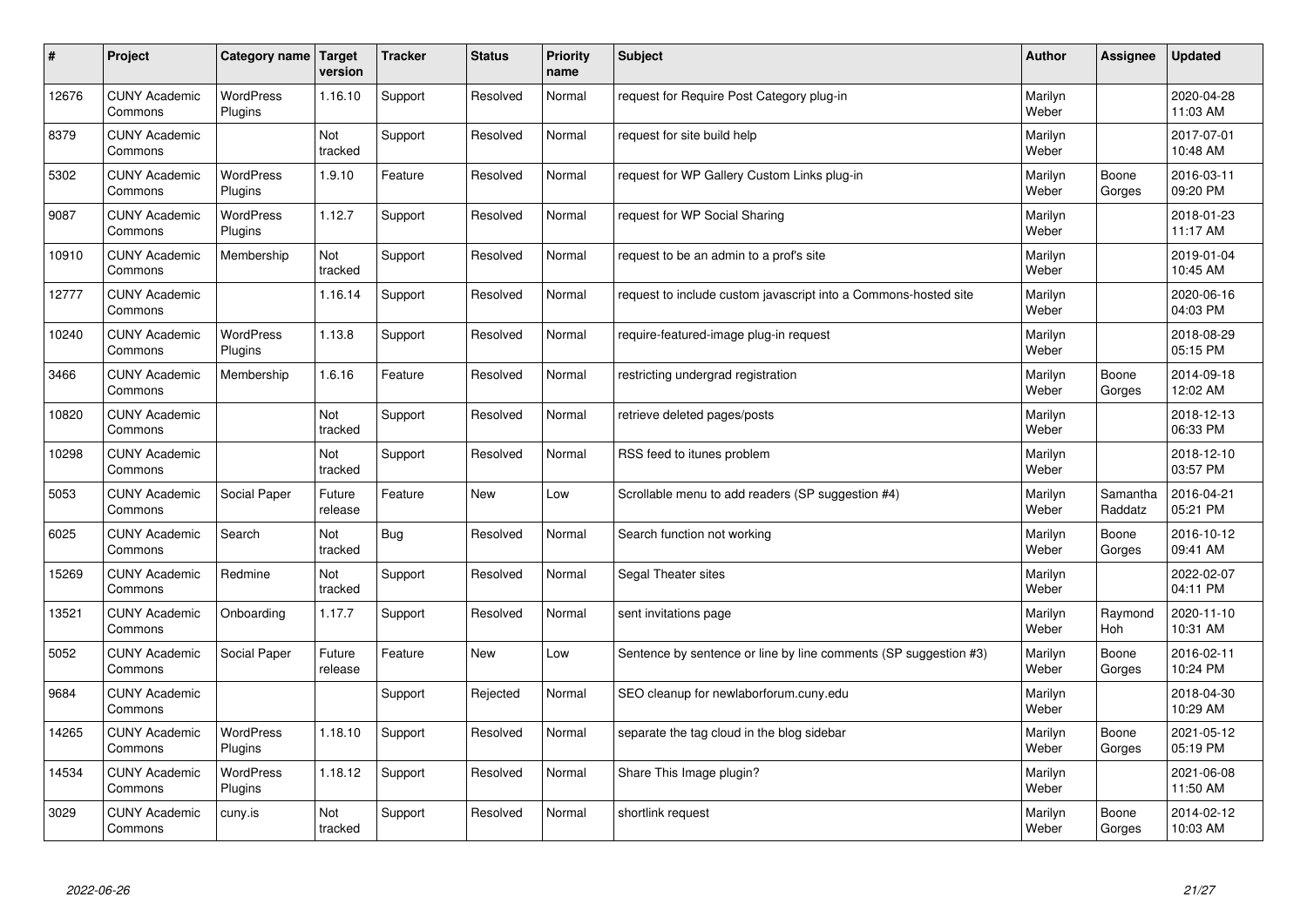| # | Project | Category name | Target version | Tracker | Status | Priority name | Subject | Author | Assignee | Updated |
|---|---|---|---|---|---|---|---|---|---|---|
| 12676 | CUNY Academic Commons | WordPress Plugins | 1.16.10 | Support | Resolved | Normal | request for Require Post Category plug-in | Marilyn Weber | | 2020-04-28 11:03 AM |
| 8379 | CUNY Academic Commons | | Not tracked | Support | Resolved | Normal | request for site build help | Marilyn Weber | | 2017-07-01 10:48 AM |
| 5302 | CUNY Academic Commons | WordPress Plugins | 1.9.10 | Feature | Resolved | Normal | request for WP Gallery Custom Links plug-in | Marilyn Weber | Boone Gorges | 2016-03-11 09:20 PM |
| 9087 | CUNY Academic Commons | WordPress Plugins | 1.12.7 | Support | Resolved | Normal | request for WP Social Sharing | Marilyn Weber | | 2018-01-23 11:17 AM |
| 10910 | CUNY Academic Commons | Membership | Not tracked | Support | Resolved | Normal | request to be an admin to a prof's site | Marilyn Weber | | 2019-01-04 10:45 AM |
| 12777 | CUNY Academic Commons | | 1.16.14 | Support | Resolved | Normal | request to include custom javascript into a Commons-hosted site | Marilyn Weber | | 2020-06-16 04:03 PM |
| 10240 | CUNY Academic Commons | WordPress Plugins | 1.13.8 | Support | Resolved | Normal | require-featured-image plug-in request | Marilyn Weber | | 2018-08-29 05:15 PM |
| 3466 | CUNY Academic Commons | Membership | 1.6.16 | Feature | Resolved | Normal | restricting undergrad registration | Marilyn Weber | Boone Gorges | 2014-09-18 12:02 AM |
| 10820 | CUNY Academic Commons | | Not tracked | Support | Resolved | Normal | retrieve deleted pages/posts | Marilyn Weber | | 2018-12-13 06:33 PM |
| 10298 | CUNY Academic Commons | | Not tracked | Support | Resolved | Normal | RSS feed to itunes problem | Marilyn Weber | | 2018-12-10 03:57 PM |
| 5053 | CUNY Academic Commons | Social Paper | Future release | Feature | New | Low | Scrollable menu to add readers (SP suggestion #4) | Marilyn Weber | Samantha Raddatz | 2016-04-21 05:21 PM |
| 6025 | CUNY Academic Commons | Search | Not tracked | Bug | Resolved | Normal | Search function not working | Marilyn Weber | Boone Gorges | 2016-10-12 09:41 AM |
| 15269 | CUNY Academic Commons | Redmine | Not tracked | Support | Resolved | Normal | Segal Theater sites | Marilyn Weber | | 2022-02-07 04:11 PM |
| 13521 | CUNY Academic Commons | Onboarding | 1.17.7 | Support | Resolved | Normal | sent invitations page | Marilyn Weber | Raymond Hoh | 2020-11-10 10:31 AM |
| 5052 | CUNY Academic Commons | Social Paper | Future release | Feature | New | Low | Sentence by sentence or line by line comments (SP suggestion #3) | Marilyn Weber | Boone Gorges | 2016-02-11 10:24 PM |
| 9684 | CUNY Academic Commons | | | Support | Rejected | Normal | SEO cleanup for newlaborforum.cuny.edu | Marilyn Weber | | 2018-04-30 10:29 AM |
| 14265 | CUNY Academic Commons | WordPress Plugins | 1.18.10 | Support | Resolved | Normal | separate the tag cloud in the blog sidebar | Marilyn Weber | Boone Gorges | 2021-05-12 05:19 PM |
| 14534 | CUNY Academic Commons | WordPress Plugins | 1.18.12 | Support | Resolved | Normal | Share This Image plugin? | Marilyn Weber | | 2021-06-08 11:50 AM |
| 3029 | CUNY Academic Commons | cuny.is | Not tracked | Support | Resolved | Normal | shortlink request | Marilyn Weber | Boone Gorges | 2014-02-12 10:03 AM |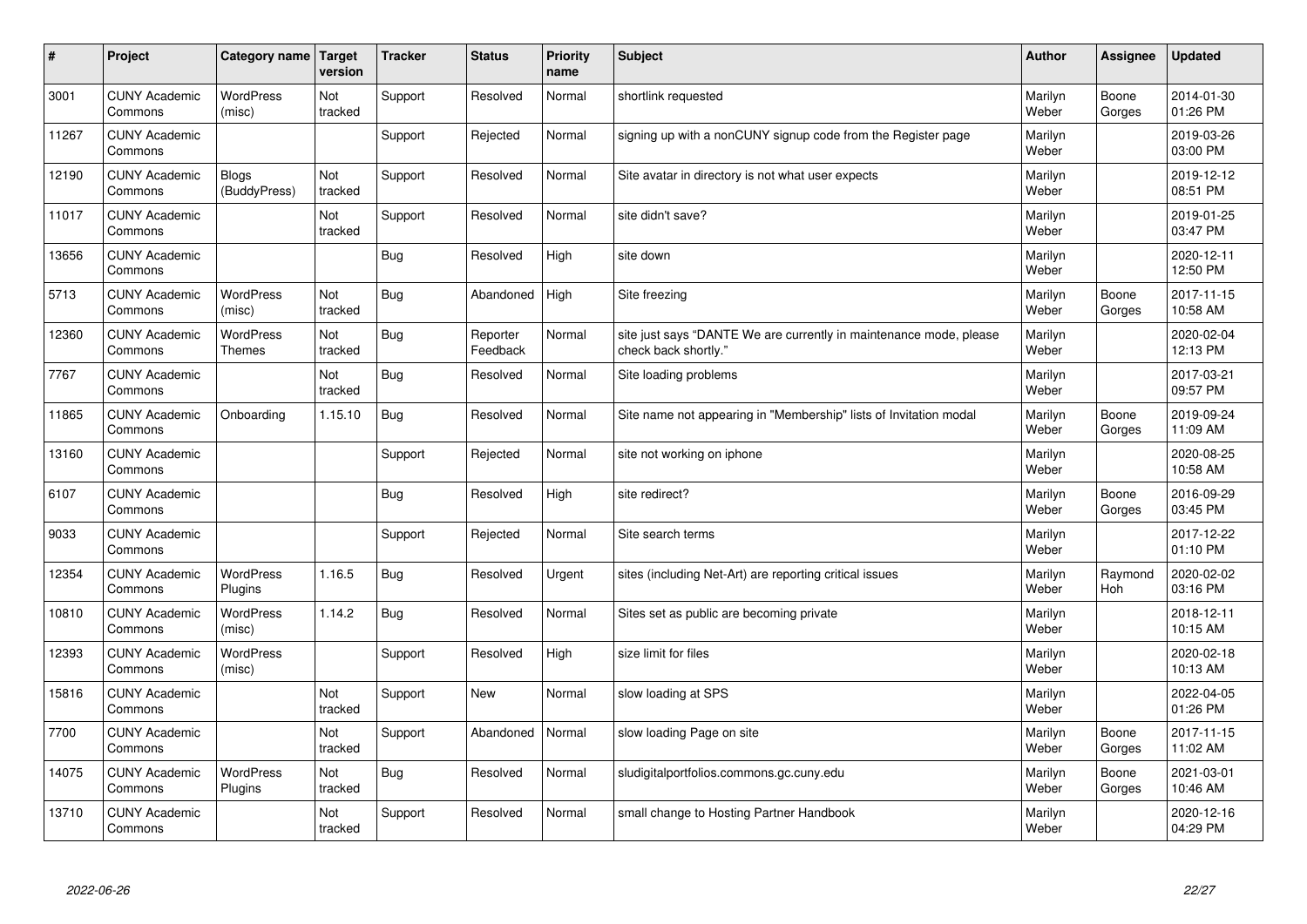| # | Project | Category name | Target version | Tracker | Status | Priority name | Subject | Author | Assignee | Updated |
|---|---|---|---|---|---|---|---|---|---|---|
| 3001 | CUNY Academic Commons | WordPress (misc) | Not tracked | Support | Resolved | Normal | shortlink requested | Marilyn Weber | Boone Gorges | 2014-01-30 01:26 PM |
| 11267 | CUNY Academic Commons | | | Support | Rejected | Normal | signing up with a nonCUNY signup code from the Register page | Marilyn Weber | | 2019-03-26 03:00 PM |
| 12190 | CUNY Academic Commons | Blogs (BuddyPress) | Not tracked | Support | Resolved | Normal | Site avatar in directory is not what user expects | Marilyn Weber | | 2019-12-12 08:51 PM |
| 11017 | CUNY Academic Commons | | Not tracked | Support | Resolved | Normal | site didn't save? | Marilyn Weber | | 2019-01-25 03:47 PM |
| 13656 | CUNY Academic Commons | | | Bug | Resolved | High | site down | Marilyn Weber | | 2020-12-11 12:50 PM |
| 5713 | CUNY Academic Commons | WordPress (misc) | Not tracked | Bug | Abandoned | High | Site freezing | Marilyn Weber | Boone Gorges | 2017-11-15 10:58 AM |
| 12360 | CUNY Academic Commons | WordPress Themes | Not tracked | Bug | Reporter Feedback | Normal | site just says "DANTE We are currently in maintenance mode, please check back shortly." | Marilyn Weber | | 2020-02-04 12:13 PM |
| 7767 | CUNY Academic Commons | | Not tracked | Bug | Resolved | Normal | Site loading problems | Marilyn Weber | | 2017-03-21 09:57 PM |
| 11865 | CUNY Academic Commons | Onboarding | 1.15.10 | Bug | Resolved | Normal | Site name not appearing in "Membership" lists of Invitation modal | Marilyn Weber | Boone Gorges | 2019-09-24 11:09 AM |
| 13160 | CUNY Academic Commons | | | Support | Rejected | Normal | site not working on iphone | Marilyn Weber | | 2020-08-25 10:58 AM |
| 6107 | CUNY Academic Commons | | | Bug | Resolved | High | site redirect? | Marilyn Weber | Boone Gorges | 2016-09-29 03:45 PM |
| 9033 | CUNY Academic Commons | | | Support | Rejected | Normal | Site search terms | Marilyn Weber | | 2017-12-22 01:10 PM |
| 12354 | CUNY Academic Commons | WordPress Plugins | 1.16.5 | Bug | Resolved | Urgent | sites (including Net-Art) are reporting critical issues | Marilyn Weber | Raymond Hoh | 2020-02-02 03:16 PM |
| 10810 | CUNY Academic Commons | WordPress (misc) | 1.14.2 | Bug | Resolved | Normal | Sites set as public are becoming private | Marilyn Weber | | 2018-12-11 10:15 AM |
| 12393 | CUNY Academic Commons | WordPress (misc) | | Support | Resolved | High | size limit for files | Marilyn Weber | | 2020-02-18 10:13 AM |
| 15816 | CUNY Academic Commons | | Not tracked | Support | New | Normal | slow loading at SPS | Marilyn Weber | | 2022-04-05 01:26 PM |
| 7700 | CUNY Academic Commons | | Not tracked | Support | Abandoned | Normal | slow loading Page on site | Marilyn Weber | Boone Gorges | 2017-11-15 11:02 AM |
| 14075 | CUNY Academic Commons | WordPress Plugins | Not tracked | Bug | Resolved | Normal | sludigitalportfolios.commons.gc.cuny.edu | Marilyn Weber | Boone Gorges | 2021-03-01 10:46 AM |
| 13710 | CUNY Academic Commons | | Not tracked | Support | Resolved | Normal | small change to Hosting Partner Handbook | Marilyn Weber | | 2020-12-16 04:29 PM |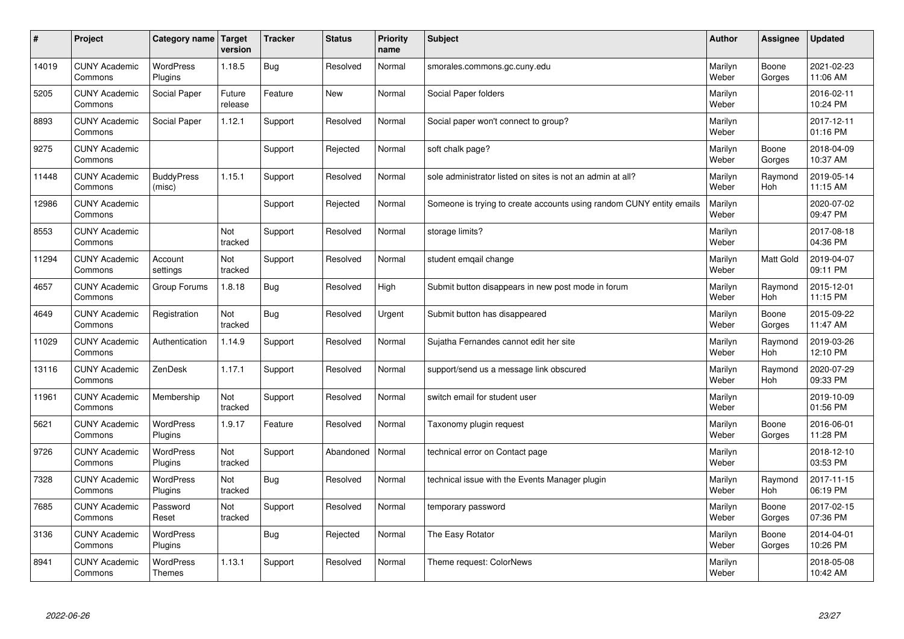| # | Project | Category name | Target version | Tracker | Status | Priority name | Subject | Author | Assignee | Updated |
|---|---|---|---|---|---|---|---|---|---|---|
| 14019 | CUNY Academic Commons | WordPress Plugins | 1.18.5 | Bug | Resolved | Normal | smorales.commons.gc.cuny.edu | Marilyn Weber | Boone Gorges | 2021-02-23 11:06 AM |
| 5205 | CUNY Academic Commons | Social Paper | Future release | Feature | New | Normal | Social Paper folders | Marilyn Weber | | 2016-02-11 10:24 PM |
| 8893 | CUNY Academic Commons | Social Paper | 1.12.1 | Support | Resolved | Normal | Social paper won't connect to group? | Marilyn Weber | | 2017-12-11 01:16 PM |
| 9275 | CUNY Academic Commons | | | Support | Rejected | Normal | soft chalk page? | Marilyn Weber | Boone Gorges | 2018-04-09 10:37 AM |
| 11448 | CUNY Academic Commons | BuddyPress (misc) | 1.15.1 | Support | Resolved | Normal | sole administrator listed on sites is not an admin at all? | Marilyn Weber | Raymond Hoh | 2019-05-14 11:15 AM |
| 12986 | CUNY Academic Commons | | | Support | Rejected | Normal | Someone is trying to create accounts using random CUNY entity emails | Marilyn Weber | | 2020-07-02 09:47 PM |
| 8553 | CUNY Academic Commons | | Not tracked | Support | Resolved | Normal | storage limits? | Marilyn Weber | | 2017-08-18 04:36 PM |
| 11294 | CUNY Academic Commons | Account settings | Not tracked | Support | Resolved | Normal | student emqail change | Marilyn Weber | Matt Gold | 2019-04-07 09:11 PM |
| 4657 | CUNY Academic Commons | Group Forums | 1.8.18 | Bug | Resolved | High | Submit button disappears in new post mode in forum | Marilyn Weber | Raymond Hoh | 2015-12-01 11:15 PM |
| 4649 | CUNY Academic Commons | Registration | Not tracked | Bug | Resolved | Urgent | Submit button has disappeared | Marilyn Weber | Boone Gorges | 2015-09-22 11:47 AM |
| 11029 | CUNY Academic Commons | Authentication | 1.14.9 | Support | Resolved | Normal | Sujatha Fernandes cannot edit her site | Marilyn Weber | Raymond Hoh | 2019-03-26 12:10 PM |
| 13116 | CUNY Academic Commons | ZenDesk | 1.17.1 | Support | Resolved | Normal | support/send us a message link obscured | Marilyn Weber | Raymond Hoh | 2020-07-29 09:33 PM |
| 11961 | CUNY Academic Commons | Membership | Not tracked | Support | Resolved | Normal | switch email for student user | Marilyn Weber | | 2019-10-09 01:56 PM |
| 5621 | CUNY Academic Commons | WordPress Plugins | 1.9.17 | Feature | Resolved | Normal | Taxonomy plugin request | Marilyn Weber | Boone Gorges | 2016-06-01 11:28 PM |
| 9726 | CUNY Academic Commons | WordPress Plugins | Not tracked | Support | Abandoned | Normal | technical error on Contact page | Marilyn Weber | | 2018-12-10 03:53 PM |
| 7328 | CUNY Academic Commons | WordPress Plugins | Not tracked | Bug | Resolved | Normal | technical issue with the Events Manager plugin | Marilyn Weber | Raymond Hoh | 2017-11-15 06:19 PM |
| 7685 | CUNY Academic Commons | Password Reset | Not tracked | Support | Resolved | Normal | temporary password | Marilyn Weber | Boone Gorges | 2017-02-15 07:36 PM |
| 3136 | CUNY Academic Commons | WordPress Plugins | | Bug | Rejected | Normal | The Easy Rotator | Marilyn Weber | Boone Gorges | 2014-04-01 10:26 PM |
| 8941 | CUNY Academic Commons | WordPress Themes | 1.13.1 | Support | Resolved | Normal | Theme request: ColorNews | Marilyn Weber | | 2018-05-08 10:42 AM |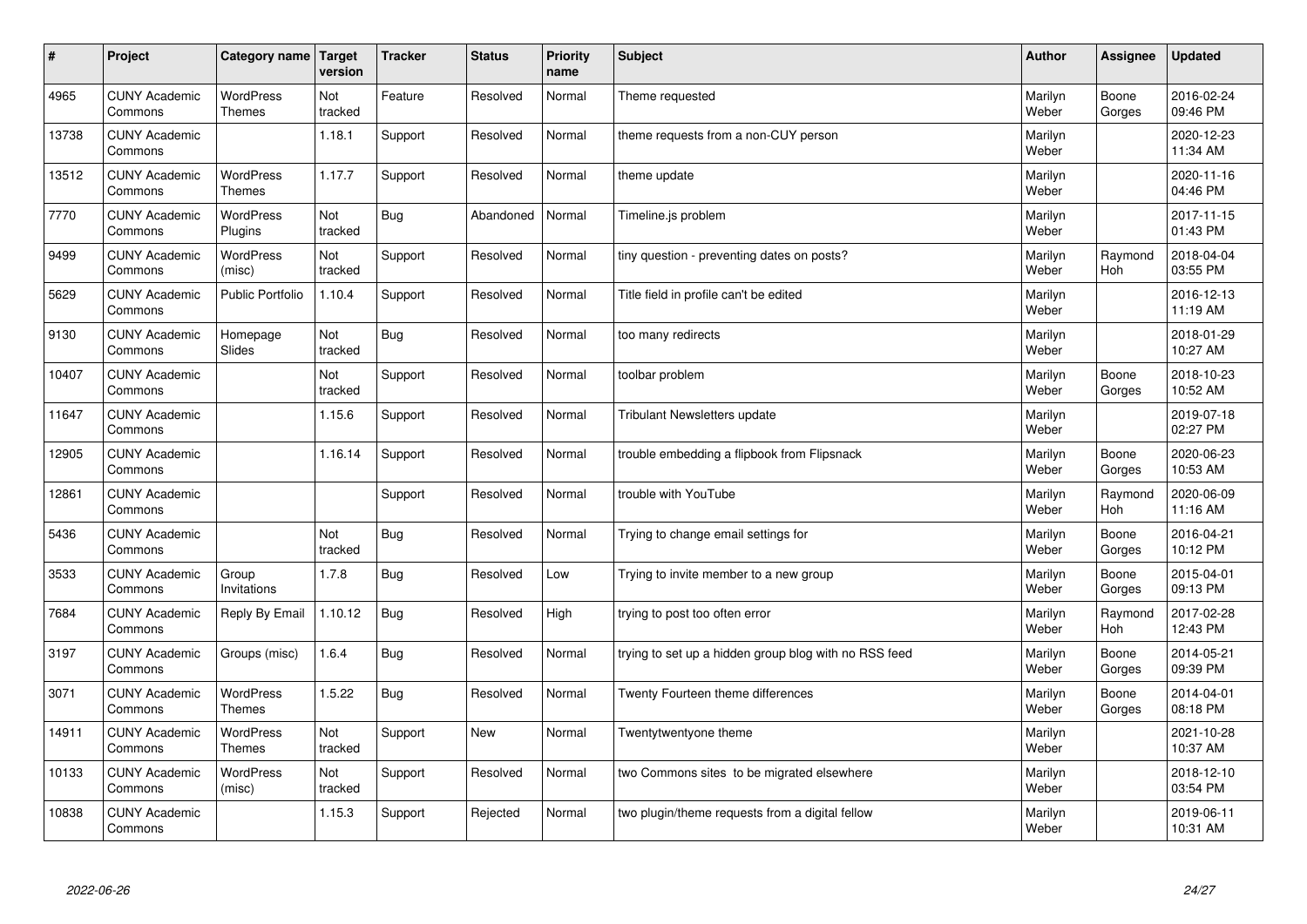| # | Project | Category name | Target version | Tracker | Status | Priority name | Subject | Author | Assignee | Updated |
|---|---|---|---|---|---|---|---|---|---|---|
| 4965 | CUNY Academic Commons | WordPress Themes | Not tracked | Feature | Resolved | Normal | Theme requested | Marilyn Weber | Boone Gorges | 2016-02-24 09:46 PM |
| 13738 | CUNY Academic Commons | | 1.18.1 | Support | Resolved | Normal | theme requests from a non-CUY person | Marilyn Weber | | 2020-12-23 11:34 AM |
| 13512 | CUNY Academic Commons | WordPress Themes | 1.17.7 | Support | Resolved | Normal | theme update | Marilyn Weber | | 2020-11-16 04:46 PM |
| 7770 | CUNY Academic Commons | WordPress Plugins | Not tracked | Bug | Abandoned | Normal | Timeline.js problem | Marilyn Weber | | 2017-11-15 01:43 PM |
| 9499 | CUNY Academic Commons | WordPress (misc) | Not tracked | Support | Resolved | Normal | tiny question - preventing dates on posts? | Marilyn Weber | Raymond Hoh | 2018-04-04 03:55 PM |
| 5629 | CUNY Academic Commons | Public Portfolio | 1.10.4 | Support | Resolved | Normal | Title field in profile can't be edited | Marilyn Weber | | 2016-12-13 11:19 AM |
| 9130 | CUNY Academic Commons | Homepage Slides | Not tracked | Bug | Resolved | Normal | too many redirects | Marilyn Weber | | 2018-01-29 10:27 AM |
| 10407 | CUNY Academic Commons | | Not tracked | Support | Resolved | Normal | toolbar problem | Marilyn Weber | Boone Gorges | 2018-10-23 10:52 AM |
| 11647 | CUNY Academic Commons | | 1.15.6 | Support | Resolved | Normal | Tribulant Newsletters update | Marilyn Weber | | 2019-07-18 02:27 PM |
| 12905 | CUNY Academic Commons | | 1.16.14 | Support | Resolved | Normal | trouble embedding a flipbook from Flipsnack | Marilyn Weber | Boone Gorges | 2020-06-23 10:53 AM |
| 12861 | CUNY Academic Commons | | | Support | Resolved | Normal | trouble with YouTube | Marilyn Weber | Raymond Hoh | 2020-06-09 11:16 AM |
| 5436 | CUNY Academic Commons | | Not tracked | Bug | Resolved | Normal | Trying to change email settings for | Marilyn Weber | Boone Gorges | 2016-04-21 10:12 PM |
| 3533 | CUNY Academic Commons | Group Invitations | 1.7.8 | Bug | Resolved | Low | Trying to invite member to a new group | Marilyn Weber | Boone Gorges | 2015-04-01 09:13 PM |
| 7684 | CUNY Academic Commons | Reply By Email | 1.10.12 | Bug | Resolved | High | trying to post too often error | Marilyn Weber | Raymond Hoh | 2017-02-28 12:43 PM |
| 3197 | CUNY Academic Commons | Groups (misc) | 1.6.4 | Bug | Resolved | Normal | trying to set up a hidden group blog with no RSS feed | Marilyn Weber | Boone Gorges | 2014-05-21 09:39 PM |
| 3071 | CUNY Academic Commons | WordPress Themes | 1.5.22 | Bug | Resolved | Normal | Twenty Fourteen theme differences | Marilyn Weber | Boone Gorges | 2014-04-01 08:18 PM |
| 14911 | CUNY Academic Commons | WordPress Themes | Not tracked | Support | New | Normal | Twentytwentyone theme | Marilyn Weber | | 2021-10-28 10:37 AM |
| 10133 | CUNY Academic Commons | WordPress (misc) | Not tracked | Support | Resolved | Normal | two Commons sites to be migrated elsewhere | Marilyn Weber | | 2018-12-10 03:54 PM |
| 10838 | CUNY Academic Commons | | 1.15.3 | Support | Rejected | Normal | two plugin/theme requests from a digital fellow | Marilyn Weber | | 2019-06-11 10:31 AM |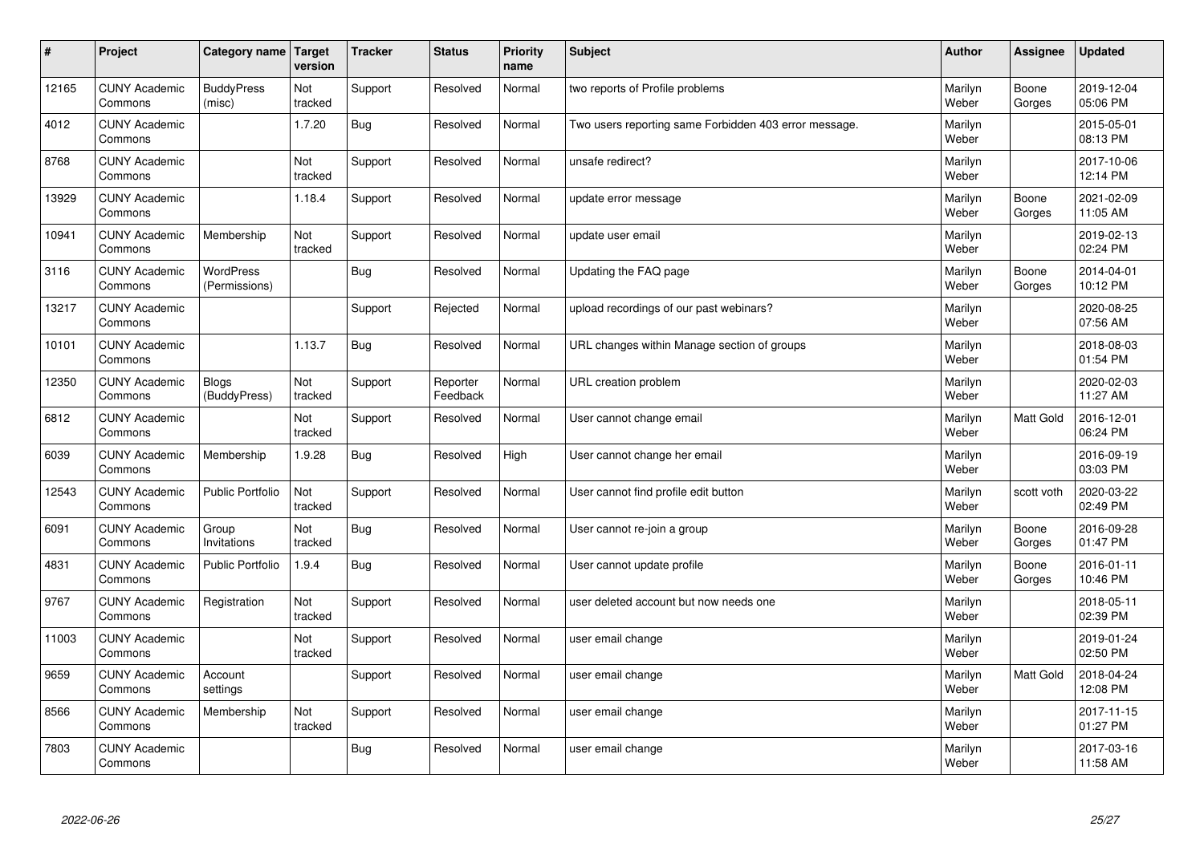| # | Project | Category name | Target version | Tracker | Status | Priority name | Subject | Author | Assignee | Updated |
|---|---|---|---|---|---|---|---|---|---|---|
| 12165 | CUNY Academic Commons | BuddyPress (misc) | Not tracked | Support | Resolved | Normal | two reports of Profile problems | Marilyn Weber | Boone Gorges | 2019-12-04 05:06 PM |
| 4012 | CUNY Academic Commons | | 1.7.20 | Bug | Resolved | Normal | Two users reporting same Forbidden 403 error message. | Marilyn Weber | | 2015-05-01 08:13 PM |
| 8768 | CUNY Academic Commons | | Not tracked | Support | Resolved | Normal | unsafe redirect? | Marilyn Weber | | 2017-10-06 12:14 PM |
| 13929 | CUNY Academic Commons | | 1.18.4 | Support | Resolved | Normal | update error message | Marilyn Weber | Boone Gorges | 2021-02-09 11:05 AM |
| 10941 | CUNY Academic Commons | Membership | Not tracked | Support | Resolved | Normal | update user email | Marilyn Weber | | 2019-02-13 02:24 PM |
| 3116 | CUNY Academic Commons | WordPress (Permissions) | | Bug | Resolved | Normal | Updating the FAQ page | Marilyn Weber | Boone Gorges | 2014-04-01 10:12 PM |
| 13217 | CUNY Academic Commons | | | Support | Rejected | Normal | upload recordings of our past webinars? | Marilyn Weber | | 2020-08-25 07:56 AM |
| 10101 | CUNY Academic Commons | | 1.13.7 | Bug | Resolved | Normal | URL changes within Manage section of groups | Marilyn Weber | | 2018-08-03 01:54 PM |
| 12350 | CUNY Academic Commons | Blogs (BuddyPress) | Not tracked | Support | Reporter Feedback | Normal | URL creation problem | Marilyn Weber | | 2020-02-03 11:27 AM |
| 6812 | CUNY Academic Commons | | Not tracked | Support | Resolved | Normal | User cannot change email | Marilyn Weber | Matt Gold | 2016-12-01 06:24 PM |
| 6039 | CUNY Academic Commons | Membership | 1.9.28 | Bug | Resolved | High | User cannot change her email | Marilyn Weber | | 2016-09-19 03:03 PM |
| 12543 | CUNY Academic Commons | Public Portfolio | Not tracked | Support | Resolved | Normal | User cannot find profile edit button | Marilyn Weber | scott voth | 2020-03-22 02:49 PM |
| 6091 | CUNY Academic Commons | Group Invitations | Not tracked | Bug | Resolved | Normal | User cannot re-join a group | Marilyn Weber | Boone Gorges | 2016-09-28 01:47 PM |
| 4831 | CUNY Academic Commons | Public Portfolio | 1.9.4 | Bug | Resolved | Normal | User cannot update profile | Marilyn Weber | Boone Gorges | 2016-01-11 10:46 PM |
| 9767 | CUNY Academic Commons | Registration | Not tracked | Support | Resolved | Normal | user deleted account but now needs one | Marilyn Weber | | 2018-05-11 02:39 PM |
| 11003 | CUNY Academic Commons | | Not tracked | Support | Resolved | Normal | user email change | Marilyn Weber | | 2019-01-24 02:50 PM |
| 9659 | CUNY Academic Commons | Account settings | | Support | Resolved | Normal | user email change | Marilyn Weber | Matt Gold | 2018-04-24 12:08 PM |
| 8566 | CUNY Academic Commons | Membership | Not tracked | Support | Resolved | Normal | user email change | Marilyn Weber | | 2017-11-15 01:27 PM |
| 7803 | CUNY Academic Commons | | | Bug | Resolved | Normal | user email change | Marilyn Weber | | 2017-03-16 11:58 AM |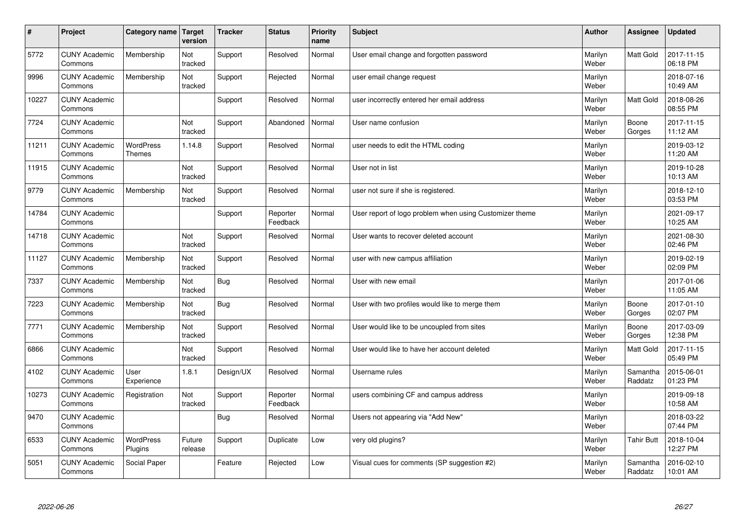| # | Project | Category name | Target version | Tracker | Status | Priority name | Subject | Author | Assignee | Updated |
|---|---|---|---|---|---|---|---|---|---|---|
| 5772 | CUNY Academic Commons | Membership | Not tracked | Support | Resolved | Normal | User email change and forgotten password | Marilyn Weber | Matt Gold | 2017-11-15 06:18 PM |
| 9996 | CUNY Academic Commons | Membership | Not tracked | Support | Rejected | Normal | user email change request | Marilyn Weber | | 2018-07-16 10:49 AM |
| 10227 | CUNY Academic Commons | | | Support | Resolved | Normal | user incorrectly entered her email address | Marilyn Weber | Matt Gold | 2018-08-26 08:55 PM |
| 7724 | CUNY Academic Commons | | Not tracked | Support | Abandoned | Normal | User name confusion | Marilyn Weber | Boone Gorges | 2017-11-15 11:12 AM |
| 11211 | CUNY Academic Commons | WordPress Themes | 1.14.8 | Support | Resolved | Normal | user needs to edit the HTML coding | Marilyn Weber | | 2019-03-12 11:20 AM |
| 11915 | CUNY Academic Commons | | Not tracked | Support | Resolved | Normal | User not in list | Marilyn Weber | | 2019-10-28 10:13 AM |
| 9779 | CUNY Academic Commons | Membership | Not tracked | Support | Resolved | Normal | user not sure if she is registered. | Marilyn Weber | | 2018-12-10 03:53 PM |
| 14784 | CUNY Academic Commons | | | Support | Reporter Feedback | Normal | User report of logo problem when using Customizer theme | Marilyn Weber | | 2021-09-17 10:25 AM |
| 14718 | CUNY Academic Commons | | Not tracked | Support | Resolved | Normal | User wants to recover deleted account | Marilyn Weber | | 2021-08-30 02:46 PM |
| 11127 | CUNY Academic Commons | Membership | Not tracked | Support | Resolved | Normal | user with new campus affiliation | Marilyn Weber | | 2019-02-19 02:09 PM |
| 7337 | CUNY Academic Commons | Membership | Not tracked | Bug | Resolved | Normal | User with new email | Marilyn Weber | | 2017-01-06 11:05 AM |
| 7223 | CUNY Academic Commons | Membership | Not tracked | Bug | Resolved | Normal | User with two profiles would like to merge them | Marilyn Weber | Boone Gorges | 2017-01-10 02:07 PM |
| 7771 | CUNY Academic Commons | Membership | Not tracked | Support | Resolved | Normal | User would like to be uncoupled from sites | Marilyn Weber | Boone Gorges | 2017-03-09 12:38 PM |
| 6866 | CUNY Academic Commons | | Not tracked | Support | Resolved | Normal | User would like to have her account deleted | Marilyn Weber | Matt Gold | 2017-11-15 05:49 PM |
| 4102 | CUNY Academic Commons | User Experience | 1.8.1 | Design/UX | Resolved | Normal | Username rules | Marilyn Weber | Samantha Raddatz | 2015-06-01 01:23 PM |
| 10273 | CUNY Academic Commons | Registration | Not tracked | Support | Reporter Feedback | Normal | users combining CF and campus address | Marilyn Weber | | 2019-09-18 10:58 AM |
| 9470 | CUNY Academic Commons | | | Bug | Resolved | Normal | Users not appearing via "Add New" | Marilyn Weber | | 2018-03-22 07:44 PM |
| 6533 | CUNY Academic Commons | WordPress Plugins | Future release | Support | Duplicate | Low | very old plugins? | Marilyn Weber | Tahir Butt | 2018-10-04 12:27 PM |
| 5051 | CUNY Academic Commons | Social Paper | | Feature | Rejected | Low | Visual cues for comments (SP suggestion #2) | Marilyn Weber | Samantha Raddatz | 2016-02-10 10:01 AM |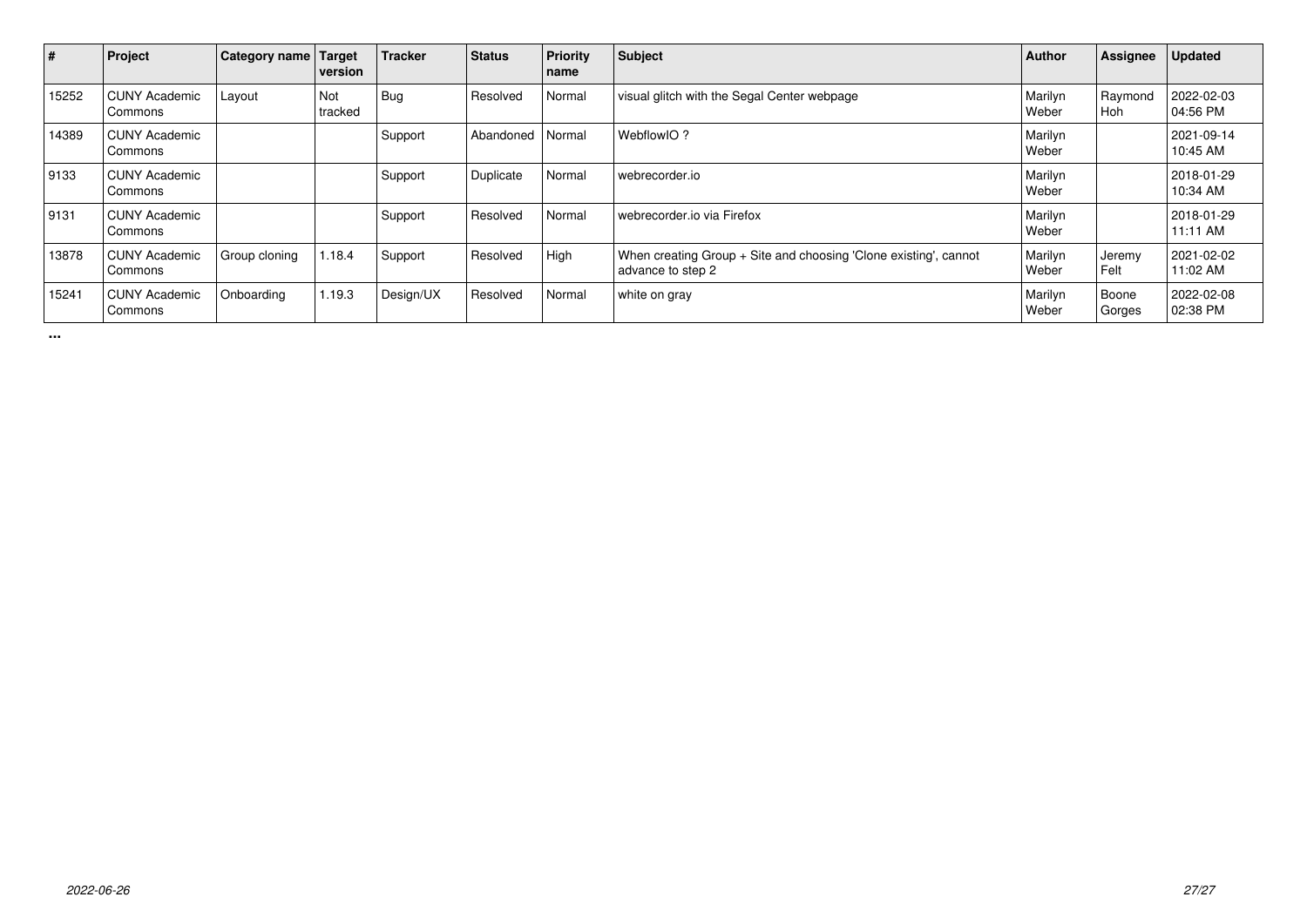| # | Project | Category name | Target version | Tracker | Status | Priority name | Subject | Author | Assignee | Updated |
|---|---|---|---|---|---|---|---|---|---|---|
| 15252 | CUNY Academic Commons | Layout | Not tracked | Bug | Resolved | Normal | visual glitch with the Segal Center webpage | Marilyn Weber | Raymond Hoh | 2022-02-03 04:56 PM |
| 14389 | CUNY Academic Commons | | | Support | Abandoned | Normal | WebflowIO ? | Marilyn Weber | | 2021-09-14 10:45 AM |
| 9133 | CUNY Academic Commons | | | Support | Duplicate | Normal | webrecorder.io | Marilyn Weber | | 2018-01-29 10:34 AM |
| 9131 | CUNY Academic Commons | | | Support | Resolved | Normal | webrecorder.io via Firefox | Marilyn Weber | | 2018-01-29 11:11 AM |
| 13878 | CUNY Academic Commons | Group cloning | 1.18.4 | Support | Resolved | High | When creating Group + Site and choosing 'Clone existing', cannot advance to step 2 | Marilyn Weber | Jeremy Felt | 2021-02-02 11:02 AM |
| 15241 | CUNY Academic Commons | Onboarding | 1.19.3 | Design/UX | Resolved | Normal | white on gray | Marilyn Weber | Boone Gorges | 2022-02-08 02:38 PM |

...